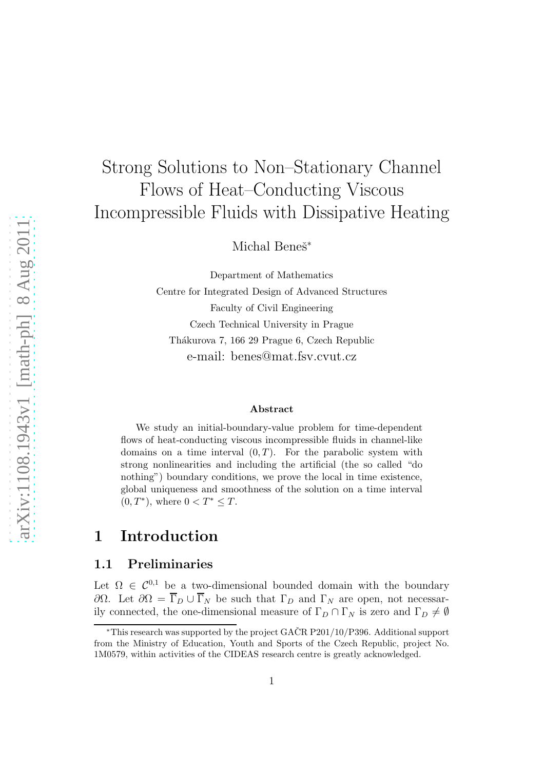# Strong Solutions to Non–Stationary Channel Flows of Heat–Conducting Viscous Incompressible Fluids with Dissipative Heating

Michal Beneš*

Department of Mathematics
Centre for Integrated Design of Advanced Structures
Faculty of Civil Engineering
Czech Technical University in Prague
Thákurova 7, 166 29 Prague 6, Czech Republic
e-mail: benes@mat.fsv.cvut.cz

### Abstract

We study an initial-boundary-value problem for time-dependent flows of heat-conducting viscous incompressible fluids in channel-like domains on a time interval $(0, T)$. For the parabolic system with strong nonlinearities and including the artificial (the so called "do nothing") boundary conditions, we prove the local in time existence, global uniqueness and smoothness of the solution on a time interval $(0, T^*)$, where $0 < T^* \leq T$.

## 1 Introduction

### 1.1 Preliminaries

Let $\Omega \in \mathcal{C}^{0,1}$ be a two-dimensional bounded domain with the boundary $\partial\Omega$. Let $\partial\Omega = \overline{\Gamma}_D \cup \overline{\Gamma}_N$ be such that $\Gamma_D$ and $\Gamma_N$ are open, not necessarily connected, the one-dimensional measure of $\Gamma_D \cap \Gamma_N$ is zero and $\Gamma_D \neq \emptyset$

*This research was supported by the project GAČR P201/10/P396. Additional support from the Ministry of Education, Youth and Sports of the Czech Republic, project No. 1M0579, within activities of the CIDEAS research centre is greatly acknowledged.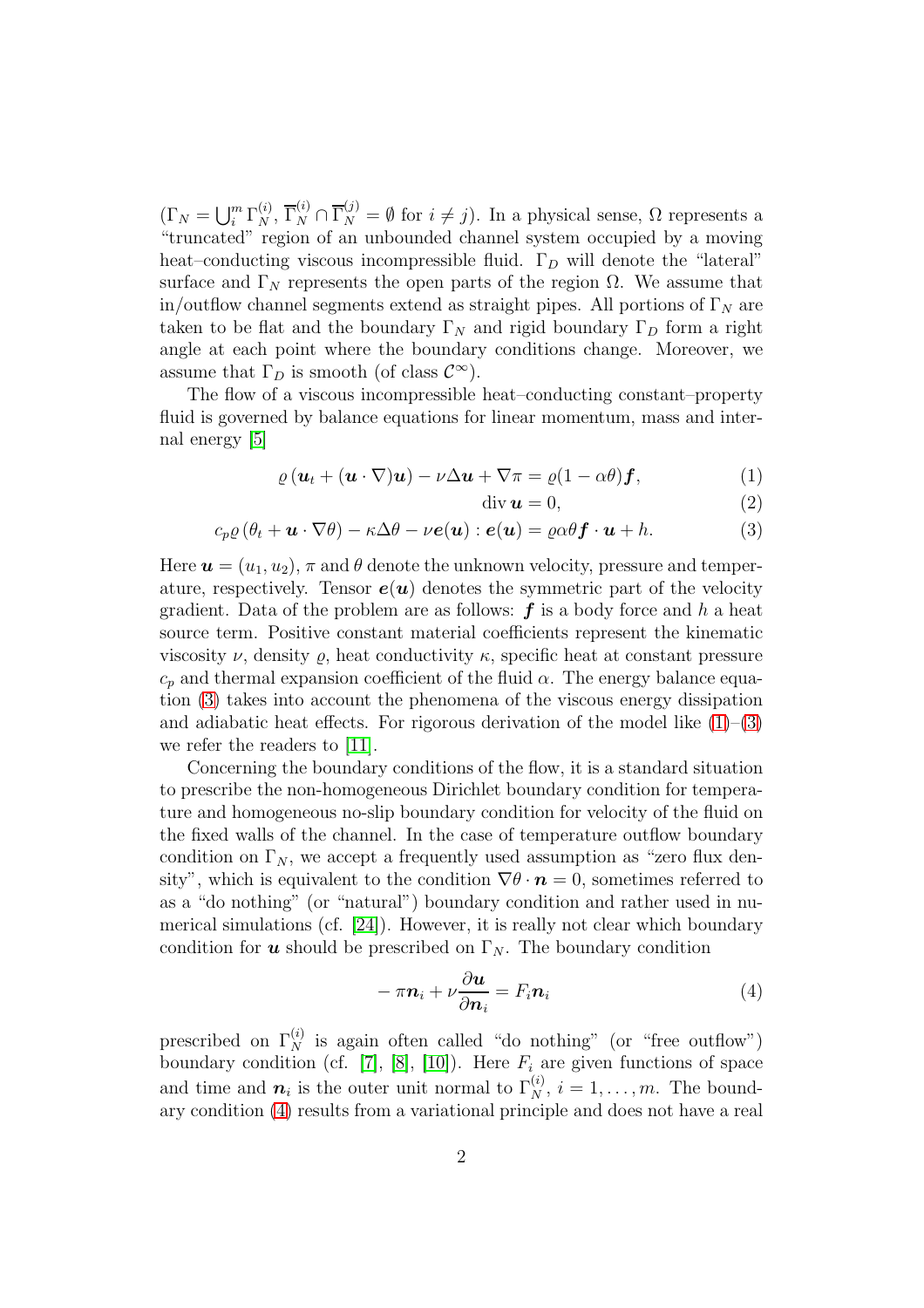($\Gamma_N = \bigcup_i^m \Gamma_N^{(i)}$, $\overline{\Gamma}_N^{(i)} \cap \overline{\Gamma}_N^{(j)} = \emptyset$ for $i \neq j$). In a physical sense, $\Omega$ represents a "truncated" region of an unbounded channel system occupied by a moving heat–conducting viscous incompressible fluid. $\Gamma_D$ will denote the "lateral" surface and $\Gamma_N$ represents the open parts of the region $\Omega$. We assume that in/outflow channel segments extend as straight pipes. All portions of $\Gamma_N$ are taken to be flat and the boundary $\Gamma_N$ and rigid boundary $\Gamma_D$ form a right angle at each point where the boundary conditions change. Moreover, we assume that $\Gamma_D$ is smooth (of class $\mathcal{C}^\infty$).

The flow of a viscous incompressible heat–conducting constant–property fluid is governed by balance equations for linear momentum, mass and internal energy [5]

$$\varrho\,(\boldsymbol{u}_t + (\boldsymbol{u}\cdot\nabla)\boldsymbol{u}) - \nu\Delta\boldsymbol{u} + \nabla\pi = \varrho(1-\alpha\theta)\boldsymbol{f}, \tag{1}$$

$$\operatorname{div}\boldsymbol{u} = 0, \tag{2}$$

$$c_p\varrho\,(\theta_t + \boldsymbol{u}\cdot\nabla\theta) - \kappa\Delta\theta - \nu\boldsymbol{e}(\boldsymbol{u}):\boldsymbol{e}(\boldsymbol{u}) = \varrho\alpha\theta\boldsymbol{f}\cdot\boldsymbol{u} + h. \tag{3}$$

Here $\boldsymbol{u} = (u_1, u_2)$, $\pi$ and $\theta$ denote the unknown velocity, pressure and temperature, respectively. Tensor $\boldsymbol{e}(\boldsymbol{u})$ denotes the symmetric part of the velocity gradient. Data of the problem are as follows: $\boldsymbol{f}$ is a body force and $h$ a heat source term. Positive constant material coefficients represent the kinematic viscosity $\nu$, density $\varrho$, heat conductivity $\kappa$, specific heat at constant pressure $c_p$ and thermal expansion coefficient of the fluid $\alpha$. The energy balance equation (3) takes into account the phenomena of the viscous energy dissipation and adiabatic heat effects. For rigorous derivation of the model like (1)–(3) we refer the readers to [11].

Concerning the boundary conditions of the flow, it is a standard situation to prescribe the non-homogeneous Dirichlet boundary condition for temperature and homogeneous no-slip boundary condition for velocity of the fluid on the fixed walls of the channel. In the case of temperature outflow boundary condition on $\Gamma_N$, we accept a frequently used assumption as "zero flux density", which is equivalent to the condition $\nabla\theta\cdot\boldsymbol{n} = 0$, sometimes referred to as a "do nothing" (or "natural") boundary condition and rather used in numerical simulations (cf. [24]). However, it is really not clear which boundary condition for $\boldsymbol{u}$ should be prescribed on $\Gamma_N$. The boundary condition

$$-\pi\boldsymbol{n}_i + \nu\frac{\partial\boldsymbol{u}}{\partial\boldsymbol{n}_i} = F_i\boldsymbol{n}_i \tag{4}$$

prescribed on $\Gamma_N^{(i)}$ is again often called "do nothing" (or "free outflow") boundary condition (cf. [7], [8], [10]). Here $F_i$ are given functions of space and time and $\boldsymbol{n}_i$ is the outer unit normal to $\Gamma_N^{(i)}$, $i = 1, \ldots, m$. The boundary condition (4) results from a variational principle and does not have a real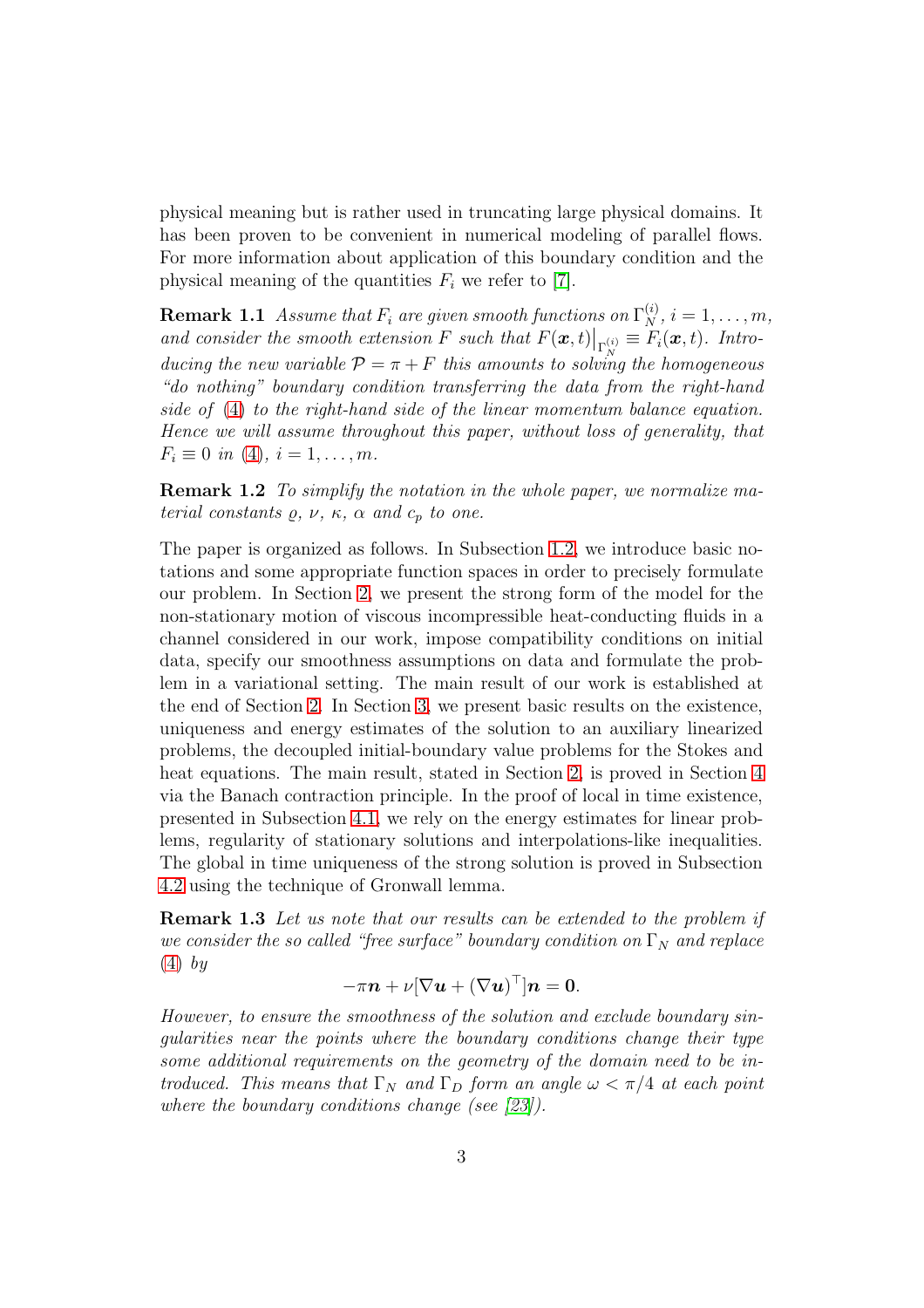physical meaning but is rather used in truncating large physical domains. It has been proven to be convenient in numerical modeling of parallel flows. For more information about application of this boundary condition and the physical meaning of the quantities $F_i$ we refer to [7].

**Remark 1.1** *Assume that $F_i$ are given smooth functions on $\Gamma_N^{(i)}$, $i = 1, \ldots, m$, and consider the smooth extension $F$ such that $F(\boldsymbol{x}, t)\big|_{\Gamma_N^{(i)}} \equiv F_i(\boldsymbol{x}, t)$. Introducing the new variable $\mathcal{P} = \pi + F$ this amounts to solving the homogeneous "do nothing" boundary condition transferring the data from the right-hand side of (4) to the right-hand side of the linear momentum balance equation. Hence we will assume throughout this paper, without loss of generality, that $F_i \equiv 0$ in (4), $i = 1, \ldots, m$.*

**Remark 1.2** *To simplify the notation in the whole paper, we normalize material constants $\varrho$, $\nu$, $\kappa$, $\alpha$ and $c_p$ to one.*

The paper is organized as follows. In Subsection 1.2, we introduce basic notations and some appropriate function spaces in order to precisely formulate our problem. In Section 2, we present the strong form of the model for the non-stationary motion of viscous incompressible heat-conducting fluids in a channel considered in our work, impose compatibility conditions on initial data, specify our smoothness assumptions on data and formulate the problem in a variational setting. The main result of our work is established at the end of Section 2. In Section 3, we present basic results on the existence, uniqueness and energy estimates of the solution to an auxiliary linearized problems, the decoupled initial-boundary value problems for the Stokes and heat equations. The main result, stated in Section 2, is proved in Section 4 via the Banach contraction principle. In the proof of local in time existence, presented in Subsection 4.1, we rely on the energy estimates for linear problems, regularity of stationary solutions and interpolations-like inequalities. The global in time uniqueness of the strong solution is proved in Subsection 4.2 using the technique of Gronwall lemma.

**Remark 1.3** *Let us note that our results can be extended to the problem if we consider the so called "free surface" boundary condition on $\Gamma_N$ and replace (4) by*

$$-\pi \boldsymbol{n} + \nu[\nabla \boldsymbol{u} + (\nabla \boldsymbol{u})^\top]\boldsymbol{n} = \boldsymbol{0}.$$

*However, to ensure the smoothness of the solution and exclude boundary singularities near the points where the boundary conditions change their type some additional requirements on the geometry of the domain need to be introduced. This means that $\Gamma_N$ and $\Gamma_D$ form an angle $\omega < \pi/4$ at each point where the boundary conditions change (see [23]).*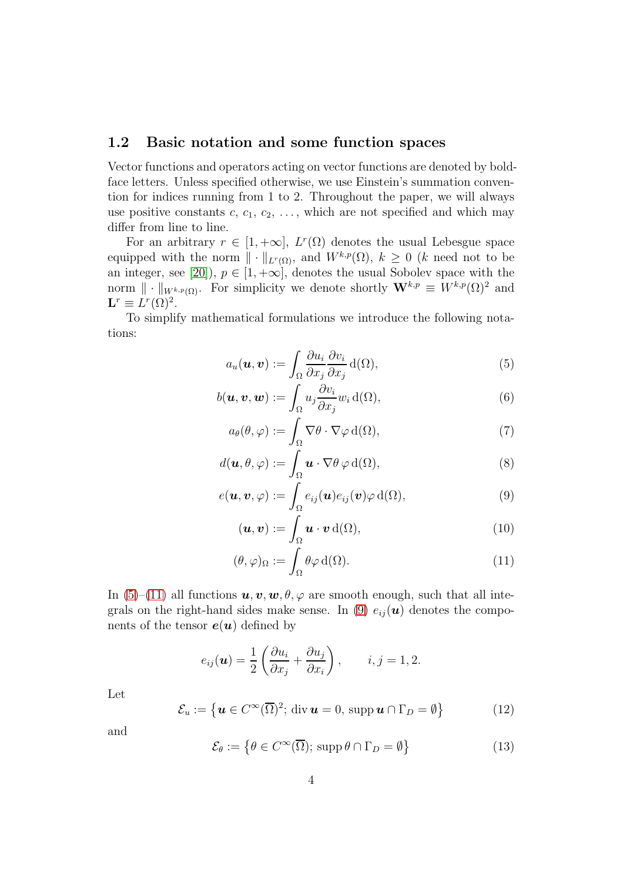### 1.2 Basic notation and some function spaces

Vector functions and operators acting on vector functions are denoted by boldface letters. Unless specified otherwise, we use Einstein's summation convention for indices running from 1 to 2. Throughout the paper, we will always use positive constants $c$, $c_1$, $c_2$, ..., which are not specified and which may differ from line to line.

For an arbitrary $r \in [1, +\infty]$, $L^r(\Omega)$ denotes the usual Lebesgue space equipped with the norm $\|\cdot\|_{L^r(\Omega)}$, and $W^{k,p}(\Omega)$, $k \geq 0$ ($k$ need not to be an integer, see [20]), $p \in [1, +\infty]$, denotes the usual Sobolev space with the norm $\|\cdot\|_{W^{k,p}(\Omega)}$. For simplicity we denote shortly $\mathbf{W}^{k,p} \equiv W^{k,p}(\Omega)^2$ and $\mathbf{L}^r \equiv L^r(\Omega)^2$.

To simplify mathematical formulations we introduce the following notations:

$$a_u(\boldsymbol{u}, \boldsymbol{v}) := \int_\Omega \frac{\partial u_i}{\partial x_j} \frac{\partial v_i}{\partial x_j} \, \mathrm{d}(\Omega), \tag{5}$$

$$b(\boldsymbol{u}, \boldsymbol{v}, \boldsymbol{w}) := \int_\Omega u_j \frac{\partial v_i}{\partial x_j} w_i \, \mathrm{d}(\Omega), \tag{6}$$

$$a_\theta(\theta, \varphi) := \int_\Omega \nabla\theta \cdot \nabla\varphi \, \mathrm{d}(\Omega), \tag{7}$$

$$d(\boldsymbol{u}, \theta, \varphi) := \int_\Omega \boldsymbol{u} \cdot \nabla\theta \, \varphi \, \mathrm{d}(\Omega), \tag{8}$$

$$e(\boldsymbol{u}, \boldsymbol{v}, \varphi) := \int_\Omega e_{ij}(\boldsymbol{u}) e_{ij}(\boldsymbol{v}) \varphi \, \mathrm{d}(\Omega), \tag{9}$$

$$(\boldsymbol{u}, \boldsymbol{v}) := \int_\Omega \boldsymbol{u} \cdot \boldsymbol{v} \, \mathrm{d}(\Omega), \tag{10}$$

$$(\theta, \varphi)_\Omega := \int_\Omega \theta\varphi \, \mathrm{d}(\Omega). \tag{11}$$

In (5)–(11) all functions $\boldsymbol{u}, \boldsymbol{v}, \boldsymbol{w}, \theta, \varphi$ are smooth enough, such that all integrals on the right-hand sides make sense. In (9) $e_{ij}(\boldsymbol{u})$ denotes the components of the tensor $\boldsymbol{e}(\boldsymbol{u})$ defined by

$$e_{ij}(\boldsymbol{u}) = \frac{1}{2} \left( \frac{\partial u_i}{\partial x_j} + \frac{\partial u_j}{\partial x_i} \right), \qquad i, j = 1, 2.$$

Let

$$\mathcal{E}_u := \left\{ \boldsymbol{u} \in C^\infty(\overline{\Omega})^2; \, \operatorname{div} \boldsymbol{u} = 0, \, \operatorname{supp} \boldsymbol{u} \cap \Gamma_D = \emptyset \right\} \tag{12}$$

and

$$\mathcal{E}_\theta := \left\{ \theta \in C^\infty(\overline{\Omega}); \, \operatorname{supp} \theta \cap \Gamma_D = \emptyset \right\} \tag{13}$$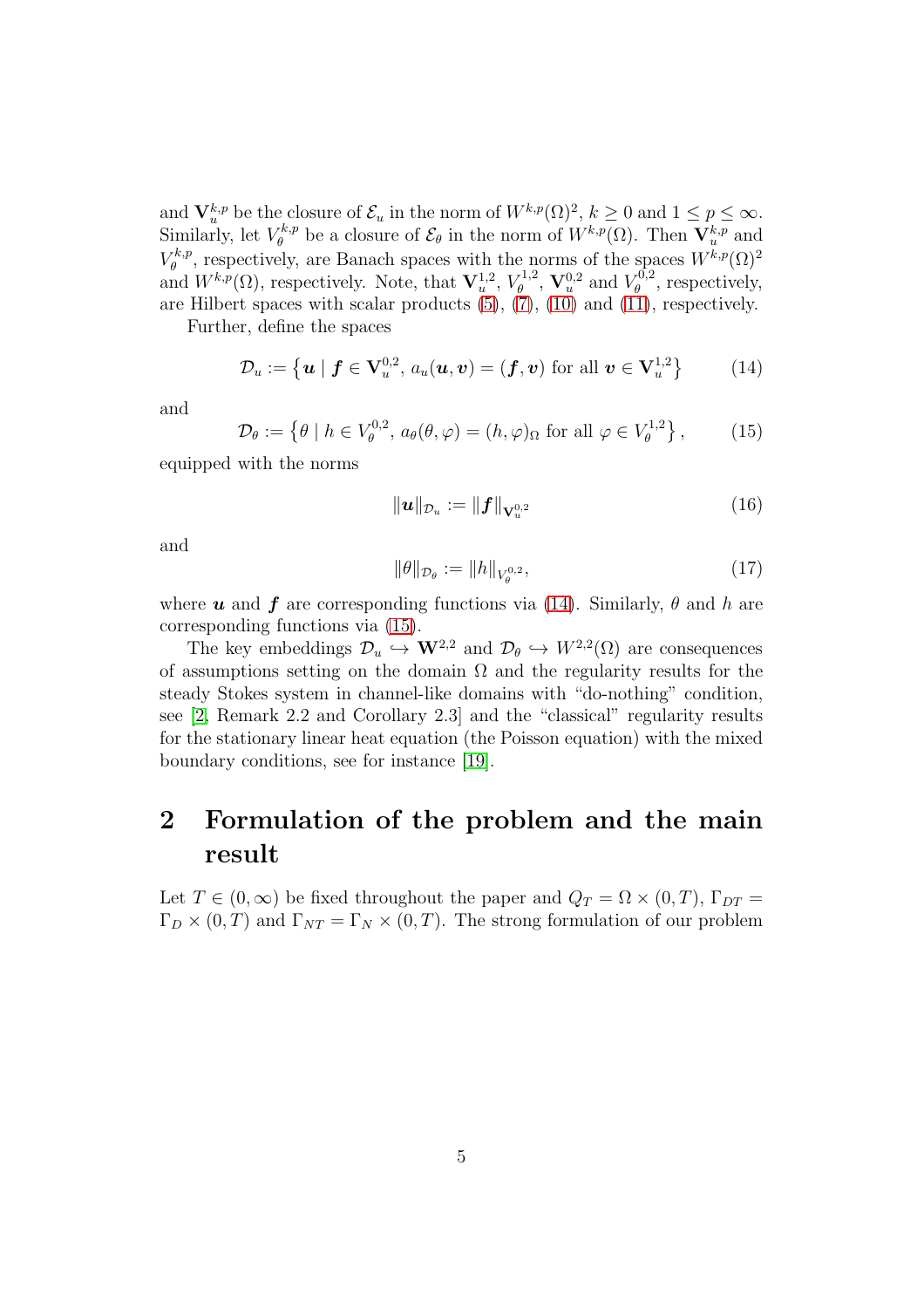and $\mathbf{V}_u^{k,p}$ be the closure of $\mathcal{E}_u$ in the norm of $W^{k,p}(\Omega)^2$, $k \geq 0$ and $1 \leq p \leq \infty$. Similarly, let $V_\theta^{k,p}$ be a closure of $\mathcal{E}_\theta$ in the norm of $W^{k,p}(\Omega)$. Then $\mathbf{V}_u^{k,p}$ and $V_\theta^{k,p}$, respectively, are Banach spaces with the norms of the spaces $W^{k,p}(\Omega)^2$ and $W^{k,p}(\Omega)$, respectively. Note, that $\mathbf{V}_u^{1,2}$, $V_\theta^{1,2}$, $\mathbf{V}_u^{0,2}$ and $V_\theta^{0,2}$, respectively, are Hilbert spaces with scalar products (5), (7), (10) and (11), respectively.

Further, define the spaces

$$\mathcal{D}_u := \left\{ \boldsymbol{u} \mid \boldsymbol{f} \in \mathbf{V}_u^{0,2},\, a_u(\boldsymbol{u}, \boldsymbol{v}) = (\boldsymbol{f}, \boldsymbol{v}) \text{ for all } \boldsymbol{v} \in \mathbf{V}_u^{1,2} \right\} \tag{14}$$

and

$$\mathcal{D}_\theta := \left\{ \theta \mid h \in V_\theta^{0,2},\, a_\theta(\theta, \varphi) = (h, \varphi)_\Omega \text{ for all } \varphi \in V_\theta^{1,2} \right\}, \tag{15}$$

equipped with the norms

$$\|\boldsymbol{u}\|_{\mathcal{D}_u} := \|\boldsymbol{f}\|_{\mathbf{V}_u^{0,2}} \tag{16}$$

and

$$\|\theta\|_{\mathcal{D}_\theta} := \|h\|_{V_\theta^{0,2}}, \tag{17}$$

where $\boldsymbol{u}$ and $\boldsymbol{f}$ are corresponding functions via (14). Similarly, $\theta$ and $h$ are corresponding functions via (15).

The key embeddings $\mathcal{D}_u \hookrightarrow \mathbf{W}^{2,2}$ and $\mathcal{D}_\theta \hookrightarrow W^{2,2}(\Omega)$ are consequences of assumptions setting on the domain $\Omega$ and the regularity results for the steady Stokes system in channel-like domains with "do-nothing" condition, see [2, Remark 2.2 and Corollary 2.3] and the "classical" regularity results for the stationary linear heat equation (the Poisson equation) with the mixed boundary conditions, see for instance [19].

## 2 Formulation of the problem and the main result

Let $T \in (0, \infty)$ be fixed throughout the paper and $Q_T = \Omega \times (0,T)$, $\Gamma_{DT} = \Gamma_D \times (0,T)$ and $\Gamma_{NT} = \Gamma_N \times (0,T)$. The strong formulation of our problem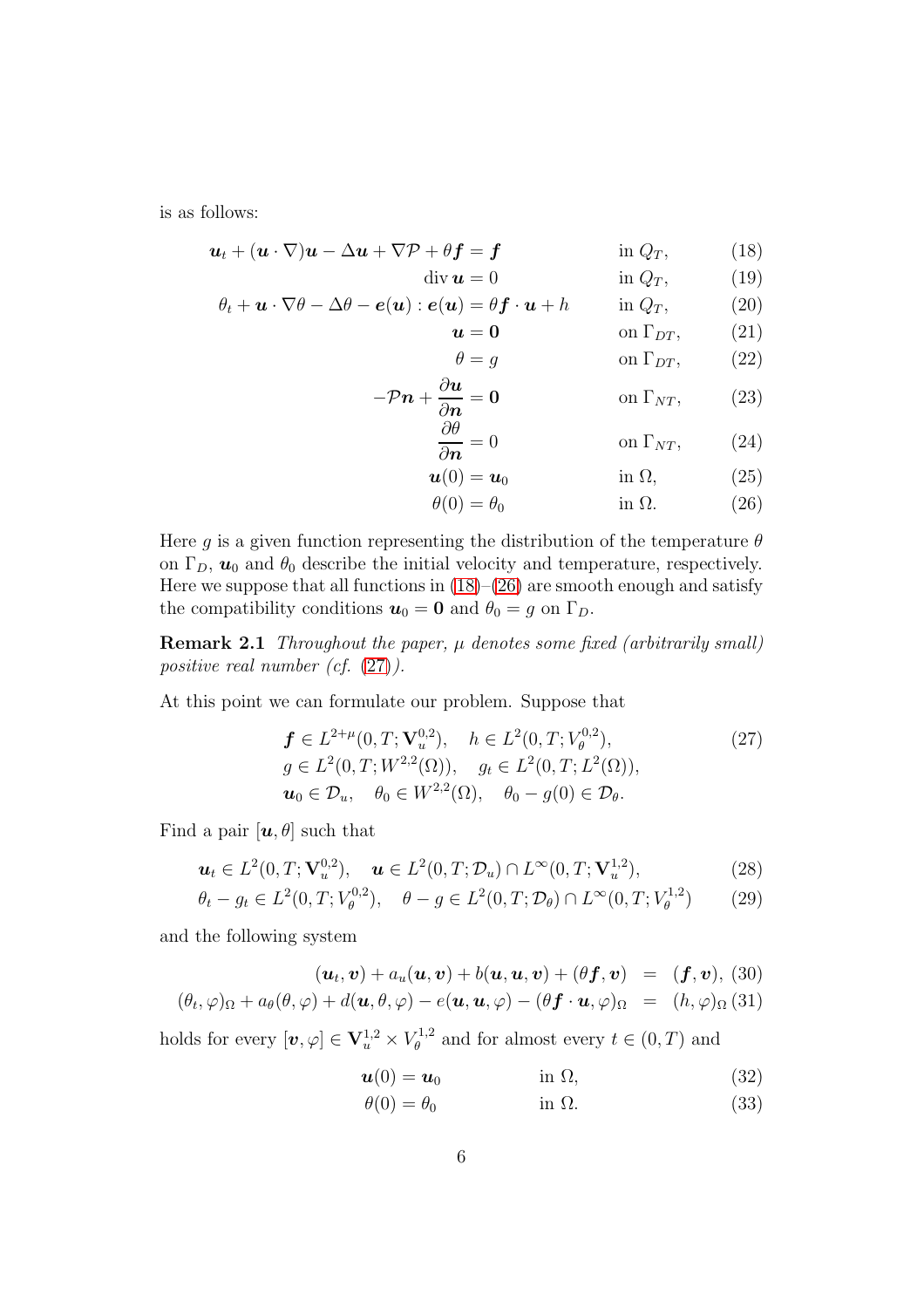is as follows:

$$
\begin{aligned}
\boldsymbol{u}_t + (\boldsymbol{u}\cdot\nabla)\boldsymbol{u} - \Delta\boldsymbol{u} + \nabla\mathcal{P} + \theta\boldsymbol{f} &= \boldsymbol{f} && \text{in } Q_T, && (18)\\
\operatorname{div}\boldsymbol{u} &= 0 && \text{in } Q_T, && (19)\\
\theta_t + \boldsymbol{u}\cdot\nabla\theta - \Delta\theta - \boldsymbol{e}(\boldsymbol{u}):\boldsymbol{e}(\boldsymbol{u}) &= \theta\boldsymbol{f}\cdot\boldsymbol{u} + h && \text{in } Q_T, && (20)\\
\boldsymbol{u} &= \boldsymbol{0} && \text{on } \Gamma_{DT}, && (21)\\
\theta &= g && \text{on } \Gamma_{DT}, && (22)\\
-\mathcal{P}\boldsymbol{n} + \frac{\partial\boldsymbol{u}}{\partial\boldsymbol{n}} &= \boldsymbol{0} && \text{on } \Gamma_{NT}, && (23)\\
\frac{\partial\theta}{\partial\boldsymbol{n}} &= 0 && \text{on } \Gamma_{NT}, && (24)\\
\boldsymbol{u}(0) &= \boldsymbol{u}_0 && \text{in } \Omega, && (25)\\
\theta(0) &= \theta_0 && \text{in } \Omega. && (26)
\end{aligned}
$$

Here $g$ is a given function representing the distribution of the temperature $\theta$ on $\Gamma_D$, $\boldsymbol{u}_0$ and $\theta_0$ describe the initial velocity and temperature, respectively. Here we suppose that all functions in (18)–(26) are smooth enough and satisfy the compatibility conditions $\boldsymbol{u}_0 = \boldsymbol{0}$ and $\theta_0 = g$ on $\Gamma_D$.

**Remark 2.1** *Throughout the paper, $\mu$ denotes some fixed (arbitrarily small) positive real number (cf. (27)).*

At this point we can formulate our problem. Suppose that

$$
\begin{aligned}
&\boldsymbol{f} \in L^{2+\mu}(0,T;\mathbf{V}_u^{0,2}), \quad h \in L^2(0,T;V_\theta^{0,2}), \\
&g \in L^2(0,T;W^{2,2}(\Omega)), \quad g_t \in L^2(0,T;L^2(\Omega)), \\
&\boldsymbol{u}_0 \in \mathcal{D}_u, \quad \theta_0 \in W^{2,2}(\Omega), \quad \theta_0 - g(0) \in \mathcal{D}_\theta.
\end{aligned} \tag{27}
$$

Find a pair $[\boldsymbol{u},\theta]$ such that

$$
\boldsymbol{u}_t \in L^2(0,T;\mathbf{V}_u^{0,2}), \quad \boldsymbol{u} \in L^2(0,T;\mathcal{D}_u) \cap L^\infty(0,T;\mathbf{V}_u^{1,2}), \tag{28}
$$

$$
\theta_t - g_t \in L^2(0,T;V_\theta^{0,2}), \quad \theta - g \in L^2(0,T;\mathcal{D}_\theta) \cap L^\infty(0,T;V_\theta^{1,2}) \tag{29}
$$

and the following system

$$
\begin{aligned}
(\boldsymbol{u}_t,\boldsymbol{v}) + a_u(\boldsymbol{u},\boldsymbol{v}) + b(\boldsymbol{u},\boldsymbol{u},\boldsymbol{v}) + (\theta\boldsymbol{f},\boldsymbol{v}) &= (\boldsymbol{f},\boldsymbol{v}), && (30)\\
(\theta_t,\varphi)_\Omega + a_\theta(\theta,\varphi) + d(\boldsymbol{u},\theta,\varphi) - e(\boldsymbol{u},\boldsymbol{u},\varphi) - (\theta\boldsymbol{f}\cdot\boldsymbol{u},\varphi)_\Omega &= (h,\varphi)_\Omega && (31)
\end{aligned}
$$

holds for every $[\boldsymbol{v},\varphi] \in \mathbf{V}_u^{1,2} \times V_\theta^{1,2}$ and for almost every $t \in (0,T)$ and

$$
\boldsymbol{u}(0) = \boldsymbol{u}_0 \qquad \text{in } \Omega, \tag{32}
$$

$$
\theta(0) = \theta_0 \qquad \text{in } \Omega. \tag{33}
$$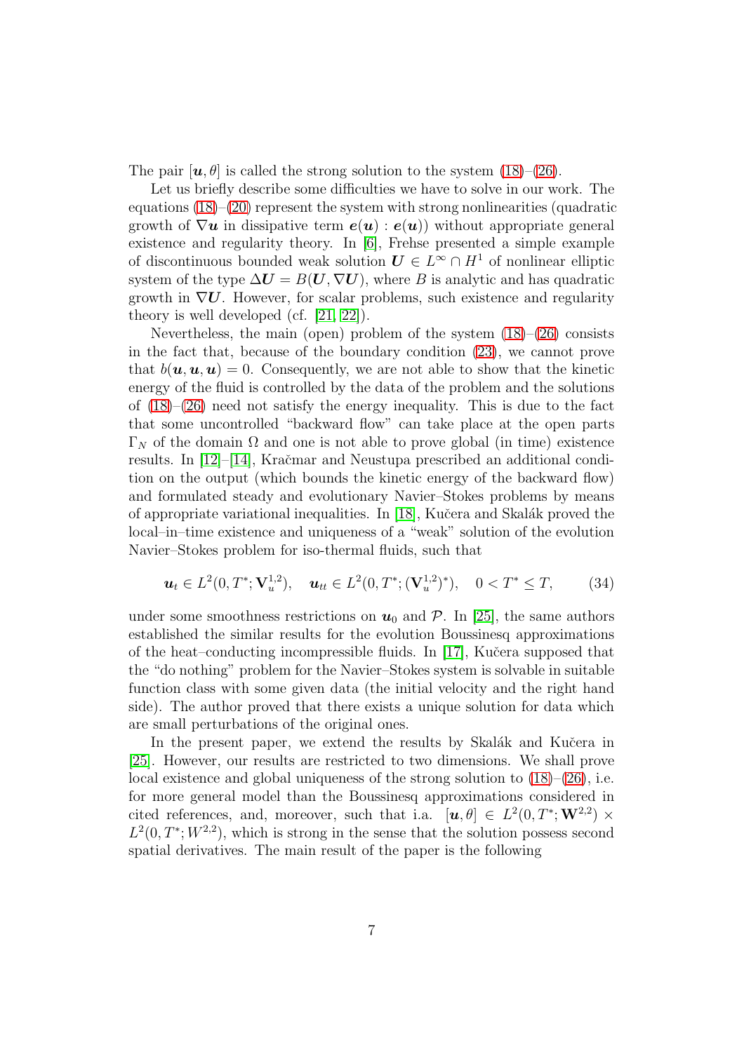The pair $[\boldsymbol{u}, \theta]$ is called the strong solution to the system (18)–(26).

Let us briefly describe some difficulties we have to solve in our work. The equations (18)–(20) represent the system with strong nonlinearities (quadratic growth of $\nabla \boldsymbol{u}$ in dissipative term $\boldsymbol{e}(\boldsymbol{u}) : \boldsymbol{e}(\boldsymbol{u})$) without appropriate general existence and regularity theory. In [6], Frehse presented a simple example of discontinuous bounded weak solution $\boldsymbol{U} \in L^\infty \cap H^1$ of nonlinear elliptic system of the type $\Delta \boldsymbol{U} = B(\boldsymbol{U}, \nabla \boldsymbol{U})$, where $B$ is analytic and has quadratic growth in $\nabla \boldsymbol{U}$. However, for scalar problems, such existence and regularity theory is well developed (cf. [21, 22]).

Nevertheless, the main (open) problem of the system (18)–(26) consists in the fact that, because of the boundary condition (23), we cannot prove that $b(\boldsymbol{u}, \boldsymbol{u}, \boldsymbol{u}) = 0$. Consequently, we are not able to show that the kinetic energy of the fluid is controlled by the data of the problem and the solutions of (18)–(26) need not satisfy the energy inequality. This is due to the fact that some uncontrolled "backward flow" can take place at the open parts $\Gamma_N$ of the domain $\Omega$ and one is not able to prove global (in time) existence results. In [12]–[14], Kračmar and Neustupa prescribed an additional condition on the output (which bounds the kinetic energy of the backward flow) and formulated steady and evolutionary Navier–Stokes problems by means of appropriate variational inequalities. In [18], Kučera and Skalák proved the local–in–time existence and uniqueness of a "weak" solution of the evolution Navier–Stokes problem for iso-thermal fluids, such that

$$\boldsymbol{u}_t \in L^2(0, T^*; \mathbf{V}_u^{1,2}), \quad \boldsymbol{u}_{tt} \in L^2(0, T^*; (\mathbf{V}_u^{1,2})^*), \quad 0 < T^* \leq T, \tag{34}$$

under some smoothness restrictions on $\boldsymbol{u}_0$ and $\mathcal{P}$. In [25], the same authors established the similar results for the evolution Boussinesq approximations of the heat–conducting incompressible fluids. In [17], Kučera supposed that the "do nothing" problem for the Navier–Stokes system is solvable in suitable function class with some given data (the initial velocity and the right hand side). The author proved that there exists a unique solution for data which are small perturbations of the original ones.

In the present paper, we extend the results by Skalák and Kučera in [25]. However, our results are restricted to two dimensions. We shall prove local existence and global uniqueness of the strong solution to (18)–(26), i.e. for more general model than the Boussinesq approximations considered in cited references, and, moreover, such that i.a. $[\boldsymbol{u}, \theta] \in L^2(0, T^*; \mathbf{W}^{2,2}) \times L^2(0, T^*; W^{2,2})$, which is strong in the sense that the solution possess second spatial derivatives. The main result of the paper is the following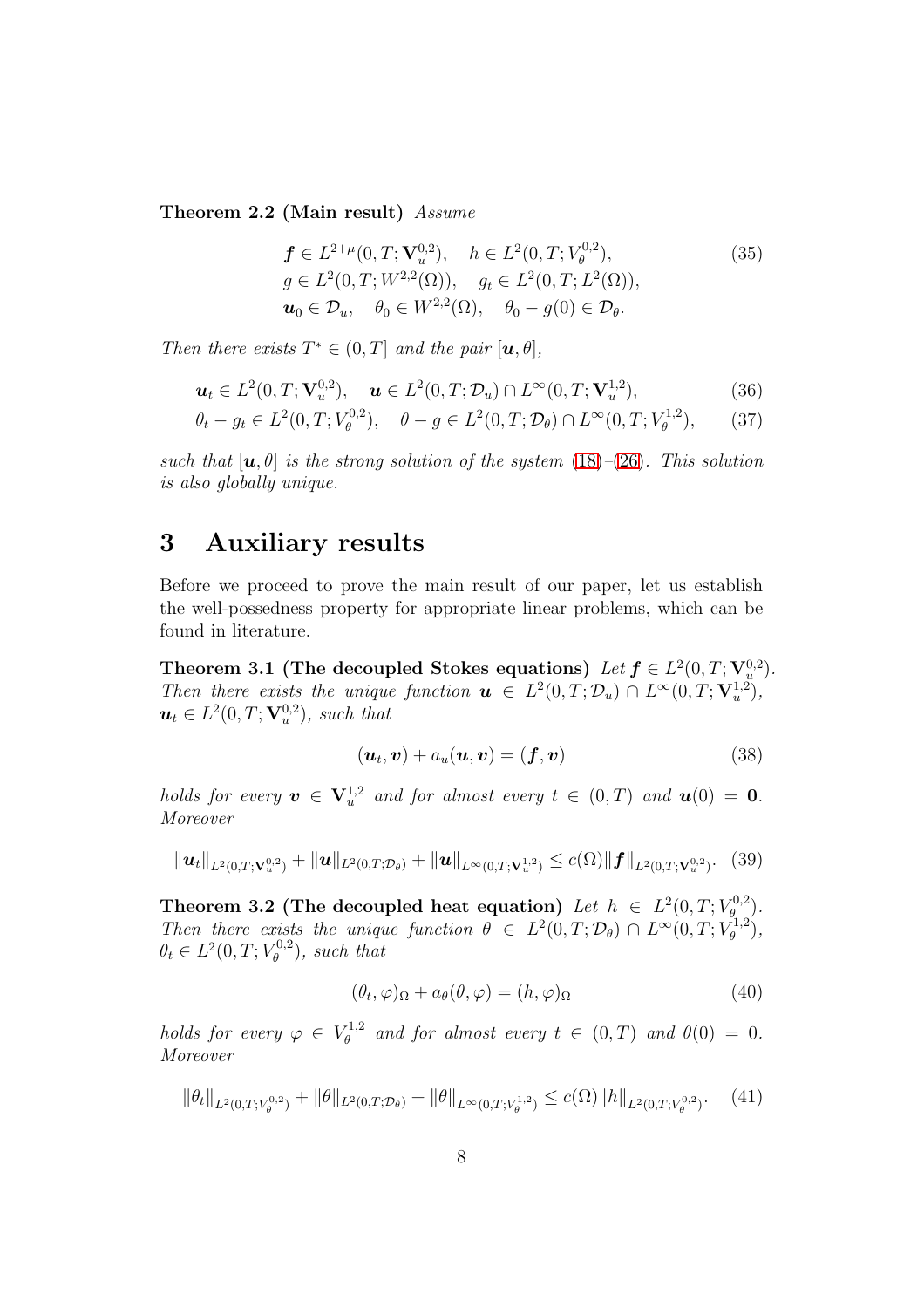**Theorem 2.2 (Main result)** *Assume*

$$
\begin{aligned}
&\boldsymbol{f} \in L^{2+\mu}(0,T;\mathbf{V}_u^{0,2}), \quad h \in L^2(0,T;V_\theta^{0,2}), \\
&g \in L^2(0,T;W^{2,2}(\Omega)), \quad g_t \in L^2(0,T;L^2(\Omega)), \\
&\boldsymbol{u}_0 \in \mathcal{D}_u, \quad \theta_0 \in W^{2,2}(\Omega), \quad \theta_0 - g(0) \in \mathcal{D}_\theta.
\end{aligned}
\tag{35}
$$

*Then there exists $T^* \in (0,T]$ and the pair $[\boldsymbol{u},\theta]$,*

$$
\boldsymbol{u}_t \in L^2(0,T;\mathbf{V}_u^{0,2}), \quad \boldsymbol{u} \in L^2(0,T;\mathcal{D}_u) \cap L^\infty(0,T;\mathbf{V}_u^{1,2}), \tag{36}
$$

$$
\theta_t - g_t \in L^2(0,T;V_\theta^{0,2}), \quad \theta - g \in L^2(0,T;\mathcal{D}_\theta) \cap L^\infty(0,T;V_\theta^{1,2}), \tag{37}
$$

*such that $[\boldsymbol{u},\theta]$ is the strong solution of the system (18)–(26). This solution is also globally unique.*

# 3 Auxiliary results

Before we proceed to prove the main result of our paper, let us establish the well-possedness property for appropriate linear problems, which can be found in literature.

**Theorem 3.1 (The decoupled Stokes equations)** *Let $\boldsymbol{f} \in L^2(0,T;\mathbf{V}_u^{0,2})$. Then there exists the unique function $\boldsymbol{u} \in L^2(0,T;\mathcal{D}_u) \cap L^\infty(0,T;\mathbf{V}_u^{1,2})$, $\boldsymbol{u}_t \in L^2(0,T;\mathbf{V}_u^{0,2})$, such that*

$$
(\boldsymbol{u}_t,\boldsymbol{v}) + a_u(\boldsymbol{u},\boldsymbol{v}) = (\boldsymbol{f},\boldsymbol{v}) \tag{38}
$$

*holds for every $\boldsymbol{v} \in \mathbf{V}_u^{1,2}$ and for almost every $t \in (0,T)$ and $\boldsymbol{u}(0) = \mathbf{0}$. Moreover*

$$
\|\boldsymbol{u}_t\|_{L^2(0,T;\mathbf{V}_u^{0,2})} + \|\boldsymbol{u}\|_{L^2(0,T;\mathcal{D}_\theta)} + \|\boldsymbol{u}\|_{L^\infty(0,T;\mathbf{V}_u^{1,2})} \le c(\Omega)\|\boldsymbol{f}\|_{L^2(0,T;\mathbf{V}_u^{0,2})}. \tag{39}
$$

**Theorem 3.2 (The decoupled heat equation)** *Let $h \in L^2(0,T;V_\theta^{0,2})$. Then there exists the unique function $\theta \in L^2(0,T;\mathcal{D}_\theta) \cap L^\infty(0,T;V_\theta^{1,2})$, $\theta_t \in L^2(0,T;V_\theta^{0,2})$, such that*

$$
(\theta_t,\varphi)_\Omega + a_\theta(\theta,\varphi) = (h,\varphi)_\Omega \tag{40}
$$

*holds for every $\varphi \in V_\theta^{1,2}$ and for almost every $t \in (0,T)$ and $\theta(0) = 0$. Moreover*

$$
\|\theta_t\|_{L^2(0,T;V_\theta^{0,2})} + \|\theta\|_{L^2(0,T;\mathcal{D}_\theta)} + \|\theta\|_{L^\infty(0,T;V_\theta^{1,2})} \le c(\Omega)\|h\|_{L^2(0,T;V_\theta^{0,2})}. \tag{41}
$$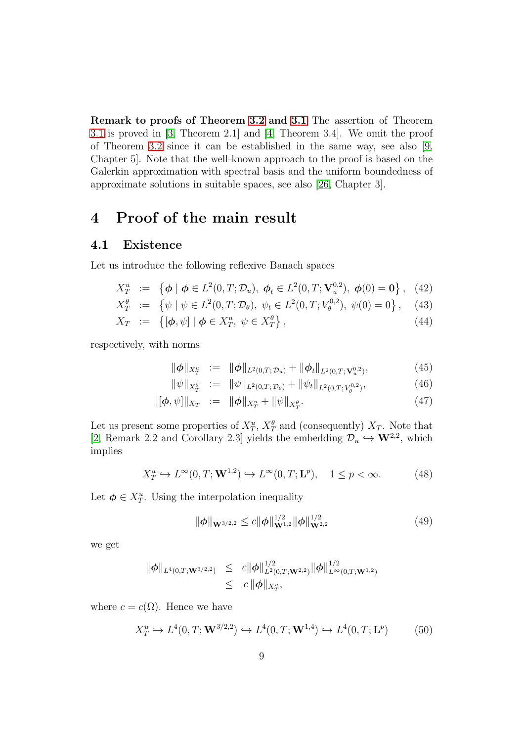**Remark to proofs of Theorem 3.2 and 3.1** The assertion of Theorem 3.1 is proved in [3, Theorem 2.1] and [4, Theorem 3.4]. We omit the proof of Theorem 3.2 since it can be established in the same way, see also [9, Chapter 5]. Note that the well-known approach to the proof is based on the Galerkin approximation with spectral basis and the uniform boundedness of approximate solutions in suitable spaces, see also [26, Chapter 3].

# 4 Proof of the main result

## 4.1 Existence

Let us introduce the following reflexive Banach spaces

$$
\begin{aligned}
X_T^u &:= \left\{ \boldsymbol{\phi} \mid \boldsymbol{\phi} \in L^2(0,T;\mathcal{D}_u),\ \boldsymbol{\phi}_t \in L^2(0,T;\mathbf{V}_u^{0,2}),\ \boldsymbol{\phi}(0) = \mathbf{0} \right\}, \quad (42)\\
X_T^\theta &:= \left\{ \psi \mid \psi \in L^2(0,T;\mathcal{D}_\theta),\ \psi_t \in L^2(0,T;V_\theta^{0,2}),\ \psi(0) = 0 \right\}, \quad (43)\\
X_T &:= \left\{ [\boldsymbol{\phi}, \psi] \mid \boldsymbol{\phi} \in X_T^u,\ \psi \in X_T^\theta \right\}, \quad (44)
\end{aligned}
$$

respectively, with norms

$$
\begin{aligned}
\|\boldsymbol{\phi}\|_{X_T^u} &:= \|\boldsymbol{\phi}\|_{L^2(0,T;\mathcal{D}_u)} + \|\boldsymbol{\phi}_t\|_{L^2(0,T;\mathbf{V}_u^{0,2})}, \quad (45)\\
\|\psi\|_{X_T^\theta} &:= \|\psi\|_{L^2(0,T;\mathcal{D}_\theta)} + \|\psi_t\|_{L^2(0,T;V_\theta^{0,2})}, \quad (46)\\
\|[\boldsymbol{\phi}, \psi]\|_{X_T} &:= \|\boldsymbol{\phi}\|_{X_T^u} + \|\psi\|_{X_T^\theta}. \quad (47)
\end{aligned}
$$

Let us present some properties of $X_T^u$, $X_T^\theta$ and (consequently) $X_T$. Note that [2, Remark 2.2 and Corollary 2.3] yields the embedding $\mathcal{D}_u \hookrightarrow \mathbf{W}^{2,2}$, which implies

$$
X_T^u \hookrightarrow L^\infty(0,T;\mathbf{W}^{1,2}) \hookrightarrow L^\infty(0,T;\mathbf{L}^p), \quad 1 \le p < \infty. \quad (48)
$$

Let $\boldsymbol{\phi} \in X_T^u$. Using the interpolation inequality

$$
\|\boldsymbol{\phi}\|_{\mathbf{W}^{3/2,2}} \le c \|\boldsymbol{\phi}\|_{\mathbf{W}^{1,2}}^{1/2} \|\boldsymbol{\phi}\|_{\mathbf{W}^{2,2}}^{1/2} \quad (49)
$$

we get

$$
\begin{aligned}
\|\boldsymbol{\phi}\|_{L^4(0,T;\mathbf{W}^{3/2,2})} &\le c \|\boldsymbol{\phi}\|_{L^2(0,T;\mathbf{W}^{2,2})}^{1/2} \|\boldsymbol{\phi}\|_{L^\infty(0,T;\mathbf{W}^{1,2})}^{1/2}\\
&\le c\, \|\boldsymbol{\phi}\|_{X_T^u},
\end{aligned}
$$

where $c = c(\Omega)$. Hence we have

$$
X_T^u \hookrightarrow L^4(0,T;\mathbf{W}^{3/2,2}) \hookrightarrow L^4(0,T;\mathbf{W}^{1,4}) \hookrightarrow L^4(0,T;\mathbf{L}^p) \quad (50)
$$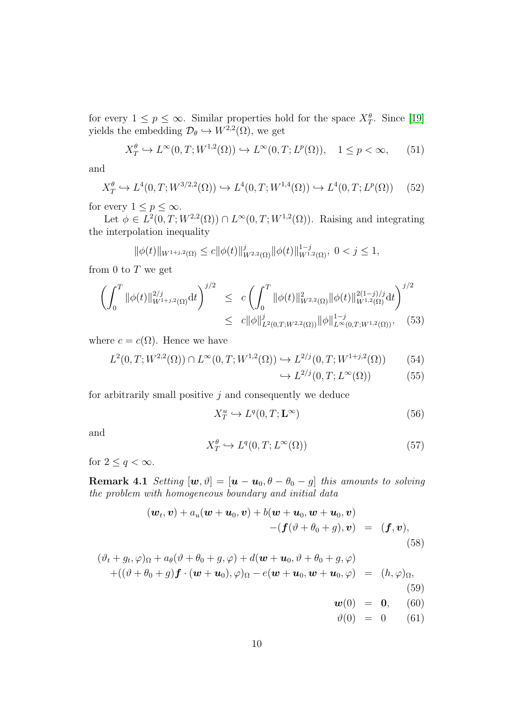for every $1 \le p \le \infty$. Similar properties hold for the space $X_T^\theta$. Since [19] yields the embedding $\mathcal{D}_\theta \hookrightarrow W^{2,2}(\Omega)$, we get

$$X_T^\theta \hookrightarrow L^\infty(0,T;W^{1,2}(\Omega)) \hookrightarrow L^\infty(0,T;L^p(\Omega)), \quad 1 \le p < \infty, \tag{51}$$

and

$$X_T^\theta \hookrightarrow L^4(0,T;W^{3/2,2}(\Omega)) \hookrightarrow L^4(0,T;W^{1,4}(\Omega)) \hookrightarrow L^4(0,T;L^p(\Omega)) \tag{52}$$

for every $1 \le p \le \infty$.

Let $\phi \in L^2(0,T;W^{2,2}(\Omega)) \cap L^\infty(0,T;W^{1,2}(\Omega))$. Raising and integrating the interpolation inequality

$$\|\phi(t)\|_{W^{1+j,2}(\Omega)} \le c\|\phi(t)\|^j_{W^{2,2}(\Omega)}\|\phi(t)\|^{1-j}_{W^{1,2}(\Omega)}, \; 0 < j \le 1,$$

from 0 to $T$ we get

$$\begin{aligned}
\left(\int_0^T \|\phi(t)\|^{2/j}_{W^{1+j,2}(\Omega)}\mathrm{d}t\right)^{j/2} &\le c\left(\int_0^T \|\phi(t)\|^2_{W^{2,2}(\Omega)}\|\phi(t)\|^{2(1-j)/j}_{W^{1,2}(\Omega)}\mathrm{d}t\right)^{j/2} \\
&\le c\|\phi\|^j_{L^2(0,T;W^{2,2}(\Omega))}\|\phi\|^{1-j}_{L^\infty(0,T;W^{1,2}(\Omega))}, \quad (53)
\end{aligned}$$

where $c = c(\Omega)$. Hence we have

$$\begin{aligned}
L^2(0,T;W^{2,2}(\Omega)) \cap L^\infty(0,T;W^{1,2}(\Omega)) &\hookrightarrow L^{2/j}(0,T;W^{1+j,2}(\Omega)) \quad (54)\\
&\hookrightarrow L^{2/j}(0,T;L^\infty(\Omega)) \quad (55)
\end{aligned}$$

for arbitrarily small positive $j$ and consequently we deduce

$$X_T^u \hookrightarrow L^q(0,T;\mathbf{L}^\infty) \tag{56}$$

and

$$X_T^\theta \hookrightarrow L^q(0,T;L^\infty(\Omega)) \tag{57}$$

for $2 \le q < \infty$.

**Remark 4.1** *Setting $[\boldsymbol{w},\vartheta] = [\boldsymbol{u} - \boldsymbol{u}_0, \theta - \theta_0 - g]$ this amounts to solving the problem with homogeneous boundary and initial data*

$$\begin{aligned}
(\boldsymbol{w}_t,\boldsymbol{v}) + a_u(\boldsymbol{w}+\boldsymbol{u}_0,\boldsymbol{v}) + b(\boldsymbol{w}+\boldsymbol{u}_0,\boldsymbol{w}+\boldsymbol{u}_0,\boldsymbol{v})& \\
-(\boldsymbol{f}(\vartheta+\theta_0+g),\boldsymbol{v}) &= (\boldsymbol{f},\boldsymbol{v}), \quad (58)
\end{aligned}$$

$$\begin{aligned}
(\vartheta_t + g_t,\varphi)_\Omega + a_\theta(\vartheta+\theta_0+g,\varphi) + d(\boldsymbol{w}+\boldsymbol{u}_0,\vartheta+\theta_0+g,\varphi)& \\
+((\vartheta+\theta_0+g)\boldsymbol{f}\cdot(\boldsymbol{w}+\boldsymbol{u}_0),\varphi)_\Omega - e(\boldsymbol{w}+\boldsymbol{u}_0,\boldsymbol{w}+\boldsymbol{u}_0,\varphi) &= (h,\varphi)_\Omega, \quad (59)\\
\boldsymbol{w}(0) &= \mathbf{0}, \quad (60)\\
\vartheta(0) &= 0 \quad (61)
\end{aligned}$$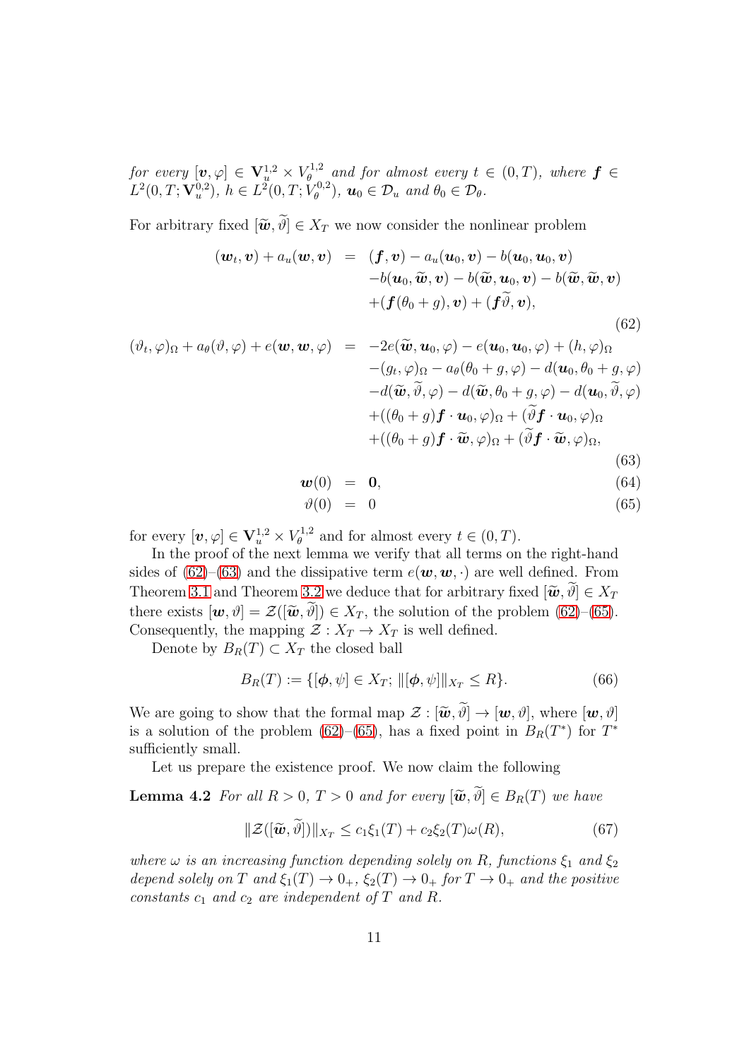*for every* $[\boldsymbol{v},\varphi] \in \mathbf{V}_u^{1,2} \times V_\theta^{1,2}$ *and for almost every* $t \in (0,T)$*, where* $\boldsymbol{f} \in L^2(0,T;\mathbf{V}_u^{0,2})$*,* $h \in L^2(0,T;V_\theta^{0,2})$*,* $\boldsymbol{u}_0 \in \mathcal{D}_u$ *and* $\theta_0 \in \mathcal{D}_\theta$*.*

For arbitrary fixed $[\widetilde{\boldsymbol{w}},\widetilde{\vartheta}] \in X_T$ we now consider the nonlinear problem

$$
\begin{aligned}
(\boldsymbol{w}_t,\boldsymbol{v}) + a_u(\boldsymbol{w},\boldsymbol{v}) \;=\;& (\boldsymbol{f},\boldsymbol{v}) - a_u(\boldsymbol{u}_0,\boldsymbol{v}) - b(\boldsymbol{u}_0,\boldsymbol{u}_0,\boldsymbol{v}) \\
& - b(\boldsymbol{u}_0,\widetilde{\boldsymbol{w}},\boldsymbol{v}) - b(\widetilde{\boldsymbol{w}},\boldsymbol{u}_0,\boldsymbol{v}) - b(\widetilde{\boldsymbol{w}},\widetilde{\boldsymbol{w}},\boldsymbol{v}) \\
& + (\boldsymbol{f}(\theta_0+g),\boldsymbol{v}) + (\boldsymbol{f}\widetilde{\vartheta},\boldsymbol{v}),
\end{aligned} \tag{62}
$$

$$
\begin{aligned}
(\vartheta_t,\varphi)_\Omega + a_\theta(\vartheta,\varphi) + e(\boldsymbol{w},\boldsymbol{w},\varphi) \;=\;& -2e(\widetilde{\boldsymbol{w}},\boldsymbol{u}_0,\varphi) - e(\boldsymbol{u}_0,\boldsymbol{u}_0,\varphi) + (h,\varphi)_\Omega \\
& -(g_t,\varphi)_\Omega - a_\theta(\theta_0+g,\varphi) - d(\boldsymbol{u}_0,\theta_0+g,\varphi) \\
& - d(\widetilde{\boldsymbol{w}},\widetilde{\vartheta},\varphi) - d(\widetilde{\boldsymbol{w}},\theta_0+g,\varphi) - d(\boldsymbol{u}_0,\widetilde{\vartheta},\varphi) \\
& + ((\theta_0+g)\boldsymbol{f}\cdot\boldsymbol{u}_0,\varphi)_\Omega + (\widetilde{\vartheta}\boldsymbol{f}\cdot\boldsymbol{u}_0,\varphi)_\Omega \\
& + ((\theta_0+g)\boldsymbol{f}\cdot\widetilde{\boldsymbol{w}},\varphi)_\Omega + (\widetilde{\vartheta}\boldsymbol{f}\cdot\widetilde{\boldsymbol{w}},\varphi)_\Omega,
\end{aligned} \tag{63}
$$

$$
\boldsymbol{w}(0) = \boldsymbol{0}, \tag{64}
$$

$$
\vartheta(0) = 0 \tag{65}
$$

for every $[\boldsymbol{v},\varphi] \in \mathbf{V}_u^{1,2} \times V_\theta^{1,2}$ and for almost every $t \in (0,T)$.

In the proof of the next lemma we verify that all terms on the right-hand sides of (62)–(63) and the dissipative term $e(\boldsymbol{w},\boldsymbol{w},\cdot)$ are well defined. From Theorem 3.1 and Theorem 3.2 we deduce that for arbitrary fixed $[\widetilde{\boldsymbol{w}},\widetilde{\vartheta}] \in X_T$ there exists $[\boldsymbol{w},\vartheta] = \mathcal{Z}([\widetilde{\boldsymbol{w}},\widetilde{\vartheta}]) \in X_T$, the solution of the problem (62)–(65). Consequently, the mapping $\mathcal{Z} : X_T \to X_T$ is well defined.

Denote by $B_R(T) \subset X_T$ the closed ball

$$
B_R(T) := \{[\boldsymbol{\phi},\psi] \in X_T;\ \|[\boldsymbol{\phi},\psi]\|_{X_T} \le R\}. \tag{66}
$$

We are going to show that the formal map $\mathcal{Z} : [\widetilde{\boldsymbol{w}},\widetilde{\vartheta}] \to [\boldsymbol{w},\vartheta]$, where $[\boldsymbol{w},\vartheta]$ is a solution of the problem (62)–(65), has a fixed point in $B_R(T^*)$ for $T^*$ sufficiently small.

Let us prepare the existence proof. We now claim the following

**Lemma 4.2** *For all* $R > 0$*,* $T > 0$ *and for every* $[\widetilde{\boldsymbol{w}},\widetilde{\vartheta}] \in B_R(T)$ *we have*

$$
\|\mathcal{Z}([\widetilde{\boldsymbol{w}},\widetilde{\vartheta}])\|_{X_T} \le c_1\xi_1(T) + c_2\xi_2(T)\omega(R), \tag{67}
$$

*where* $\omega$ *is an increasing function depending solely on* $R$*, functions* $\xi_1$ *and* $\xi_2$ *depend solely on* $T$ *and* $\xi_1(T) \to 0_+$*,* $\xi_2(T) \to 0_+$ *for* $T \to 0_+$ *and the positive constants* $c_1$ *and* $c_2$ *are independent of* $T$ *and* $R$*.*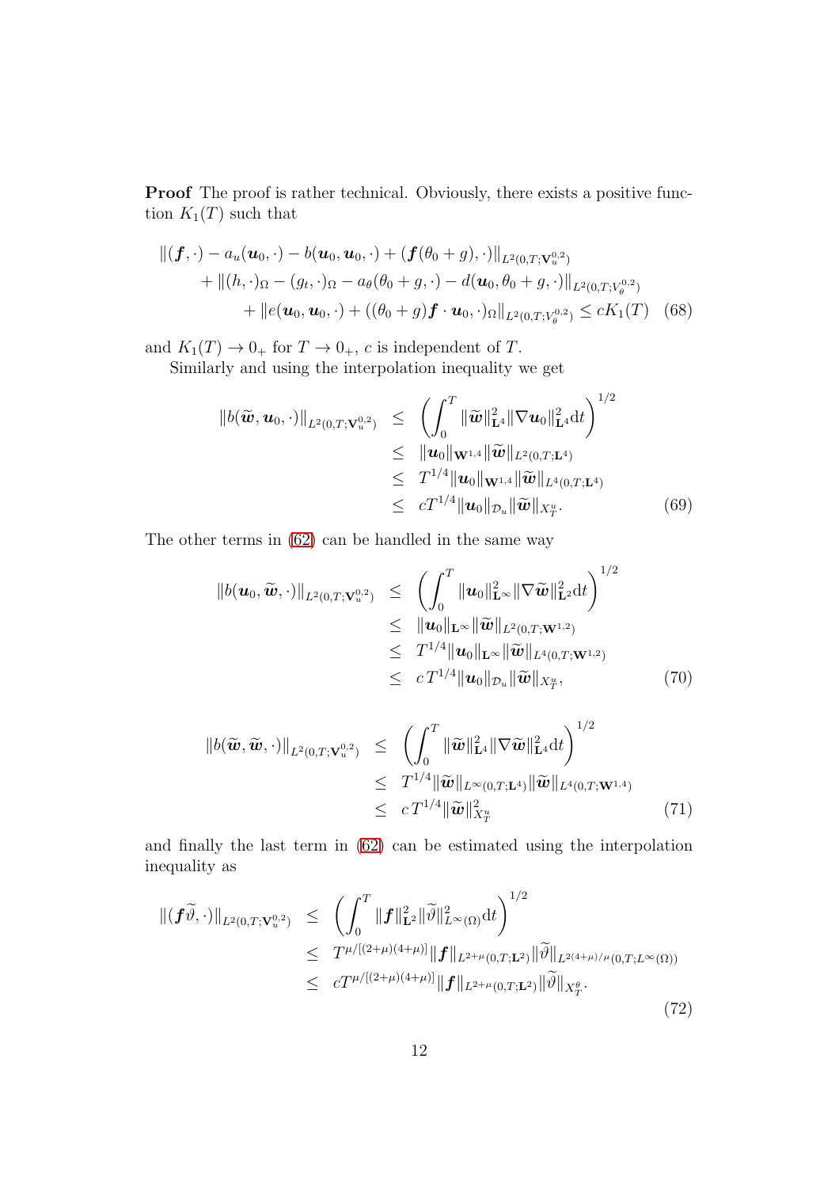**Proof** The proof is rather technical. Obviously, there exists a positive function $K_1(T)$ such that

$$
\begin{aligned}
&\|(\boldsymbol{f},\cdot) - a_u(\boldsymbol{u}_0,\cdot) - b(\boldsymbol{u}_0,\boldsymbol{u}_0,\cdot) + (\boldsymbol{f}(\theta_0+g),\cdot)\|_{L^2(0,T;\mathbf{V}_u^{0,2})} \\
&\quad + \|(h,\cdot)_\Omega - (g_t,\cdot)_\Omega - a_\theta(\theta_0+g,\cdot) - d(\boldsymbol{u}_0,\theta_0+g,\cdot)\|_{L^2(0,T;V_\theta^{0,2})} \\
&\quad\quad + \|e(\boldsymbol{u}_0,\boldsymbol{u}_0,\cdot) + ((\theta_0+g)\boldsymbol{f}\cdot\boldsymbol{u}_0,\cdot)_\Omega\|_{L^2(0,T;V_\theta^{0,2})} \le cK_1(T) \quad (68)
\end{aligned}
$$

and $K_1(T) \to 0_+$ for $T \to 0_+$, $c$ is independent of $T$.

Similarly and using the interpolation inequality we get

$$
\begin{aligned}
\|b(\widetilde{\boldsymbol{w}},\boldsymbol{u}_0,\cdot)\|_{L^2(0,T;\mathbf{V}_u^{0,2})} &\le \left(\int_0^T \|\widetilde{\boldsymbol{w}}\|_{\mathbf{L}^4}^2 \|\nabla \boldsymbol{u}_0\|_{\mathbf{L}^4}^2 \mathrm{d}t\right)^{1/2} \\
&\le \|\boldsymbol{u}_0\|_{\mathbf{W}^{1,4}} \|\widetilde{\boldsymbol{w}}\|_{L^2(0,T;\mathbf{L}^4)} \\
&\le T^{1/4}\|\boldsymbol{u}_0\|_{\mathbf{W}^{1,4}} \|\widetilde{\boldsymbol{w}}\|_{L^4(0,T;\mathbf{L}^4)} \\
&\le cT^{1/4}\|\boldsymbol{u}_0\|_{\mathcal{D}_u} \|\widetilde{\boldsymbol{w}}\|_{X_T^u}. \qquad (69)
\end{aligned}
$$

The other terms in (62) can be handled in the same way

$$
\begin{aligned}
\|b(\boldsymbol{u}_0,\widetilde{\boldsymbol{w}},\cdot)\|_{L^2(0,T;\mathbf{V}_u^{0,2})} &\le \left(\int_0^T \|\boldsymbol{u}_0\|_{\mathbf{L}^\infty}^2 \|\nabla \widetilde{\boldsymbol{w}}\|_{\mathbf{L}^2}^2 \mathrm{d}t\right)^{1/2} \\
&\le \|\boldsymbol{u}_0\|_{\mathbf{L}^\infty} \|\widetilde{\boldsymbol{w}}\|_{L^2(0,T;\mathbf{W}^{1,2})} \\
&\le T^{1/4}\|\boldsymbol{u}_0\|_{\mathbf{L}^\infty} \|\widetilde{\boldsymbol{w}}\|_{L^4(0,T;\mathbf{W}^{1,2})} \\
&\le c\,T^{1/4}\|\boldsymbol{u}_0\|_{\mathcal{D}_u} \|\widetilde{\boldsymbol{w}}\|_{X_T^u}, \qquad (70)
\end{aligned}
$$

$$
\begin{aligned}
\|b(\widetilde{\boldsymbol{w}},\widetilde{\boldsymbol{w}},\cdot)\|_{L^2(0,T;\mathbf{V}_u^{0,2})} &\le \left(\int_0^T \|\widetilde{\boldsymbol{w}}\|_{\mathbf{L}^4}^2 \|\nabla \widetilde{\boldsymbol{w}}\|_{\mathbf{L}^4}^2 \mathrm{d}t\right)^{1/2} \\
&\le T^{1/4}\|\widetilde{\boldsymbol{w}}\|_{L^\infty(0,T;\mathbf{L}^4)} \|\widetilde{\boldsymbol{w}}\|_{L^4(0,T;\mathbf{W}^{1,4})} \\
&\le c\,T^{1/4}\|\widetilde{\boldsymbol{w}}\|_{X_T^u}^2 \qquad (71)
\end{aligned}
$$

and finally the last term in (62) can be estimated using the interpolation inequality as

$$
\begin{aligned}
\|(\boldsymbol{f}\widetilde{\vartheta},\cdot)\|_{L^2(0,T;\mathbf{V}_u^{0,2})} &\le \left(\int_0^T \|\boldsymbol{f}\|_{\mathbf{L}^2}^2 \|\widetilde{\vartheta}\|_{L^\infty(\Omega)}^2 \mathrm{d}t\right)^{1/2} \\
&\le T^{\mu/[(2+\mu)(4+\mu)]}\|\boldsymbol{f}\|_{L^{2+\mu}(0,T;\mathbf{L}^2)} \|\widetilde{\vartheta}\|_{L^{2(4+\mu)/\mu}(0,T;L^\infty(\Omega))} \\
&\le cT^{\mu/[(2+\mu)(4+\mu)]}\|\boldsymbol{f}\|_{L^{2+\mu}(0,T;\mathbf{L}^2)} \|\widetilde{\vartheta}\|_{X_T^\theta}. \qquad (72)
\end{aligned}
$$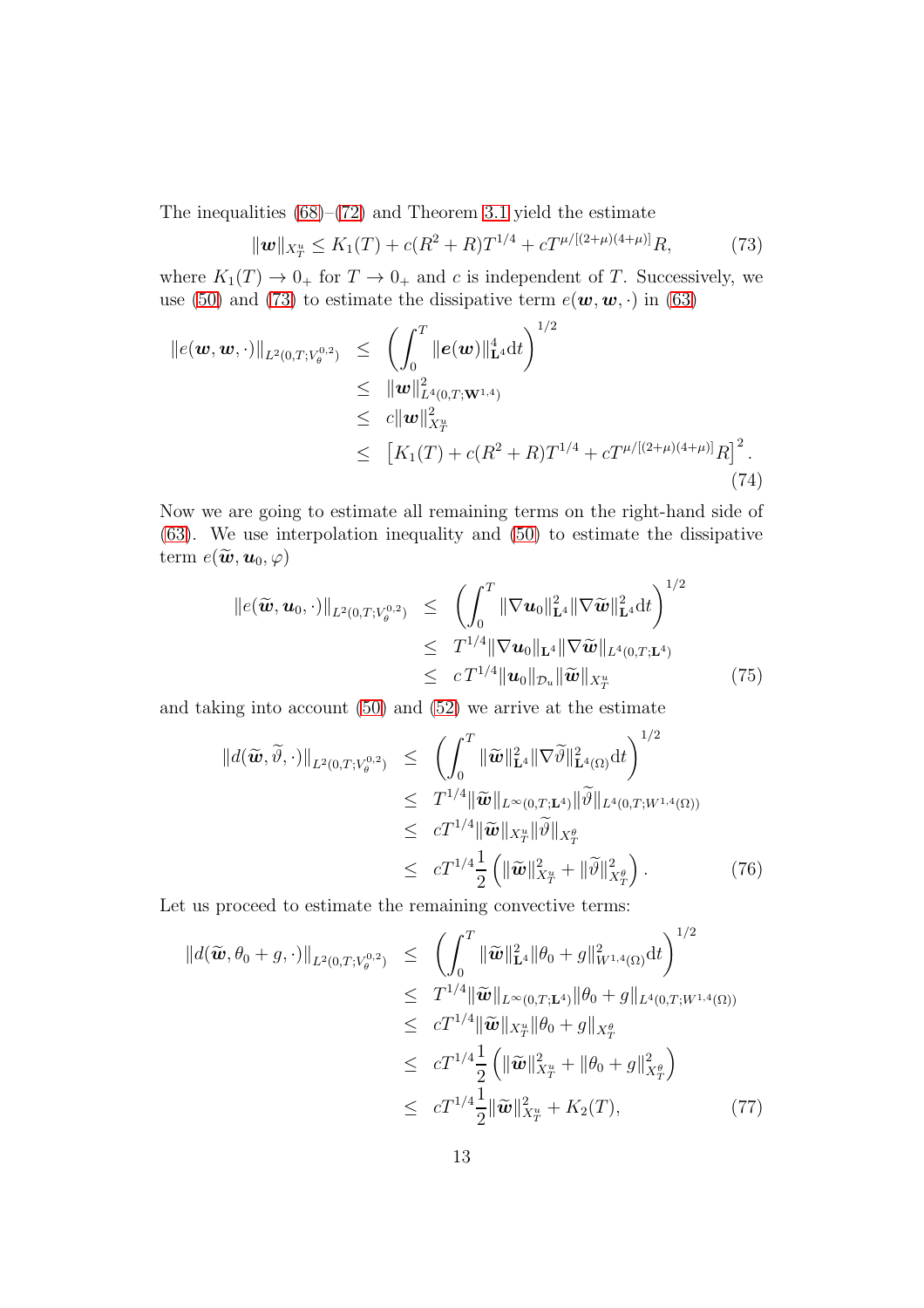The inequalities (68)–(72) and Theorem 3.1 yield the estimate

$$\|\boldsymbol{w}\|_{X_T^u} \leq K_1(T) + c(R^2+R)T^{1/4} + cT^{\mu/[(2+\mu)(4+\mu)]}R, \tag{73}$$

where $K_1(T) \to 0_+$ for $T \to 0_+$ and $c$ is independent of $T$. Successively, we use (50) and (73) to estimate the dissipative term $e(\boldsymbol{w},\boldsymbol{w},\cdot)$ in (63)

$$\begin{aligned}
\|e(\boldsymbol{w},\boldsymbol{w},\cdot)\|_{L^2(0,T;V_\theta^{0,2})} &\leq \left(\int_0^T \|\boldsymbol{e}(\boldsymbol{w})\|^4_{\mathbf{L}^4}\mathrm{d}t\right)^{1/2} \\
&\leq \|\boldsymbol{w}\|^2_{L^4(0,T;\mathbf{W}^{1,4})} \\
&\leq c\|\boldsymbol{w}\|^2_{X_T^u} \\
&\leq \left[K_1(T) + c(R^2+R)T^{1/4} + cT^{\mu/[(2+\mu)(4+\mu)]}R\right]^2.
\end{aligned} \tag{74}$$

Now we are going to estimate all remaining terms on the right-hand side of (63). We use interpolation inequality and (50) to estimate the dissipative term $e(\widetilde{\boldsymbol{w}},\boldsymbol{u}_0,\varphi)$

$$\begin{aligned}
\|e(\widetilde{\boldsymbol{w}},\boldsymbol{u}_0,\cdot)\|_{L^2(0,T;V_\theta^{0,2})} &\leq \left(\int_0^T \|\nabla\boldsymbol{u}_0\|^2_{\mathbf{L}^4}\|\nabla\widetilde{\boldsymbol{w}}\|^2_{\mathbf{L}^4}\mathrm{d}t\right)^{1/2} \\
&\leq T^{1/4}\|\nabla\boldsymbol{u}_0\|_{\mathbf{L}^4}\|\nabla\widetilde{\boldsymbol{w}}\|_{L^4(0,T;\mathbf{L}^4)} \\
&\leq c\,T^{1/4}\|\boldsymbol{u}_0\|_{\mathcal{D}_u}\|\widetilde{\boldsymbol{w}}\|_{X_T^u}
\end{aligned} \tag{75}$$

and taking into account (50) and (52) we arrive at the estimate

$$\begin{aligned}
\|d(\widetilde{\boldsymbol{w}},\widetilde{\vartheta},\cdot)\|_{L^2(0,T;V_\theta^{0,2})} &\leq \left(\int_0^T \|\widetilde{\boldsymbol{w}}\|^2_{\mathbf{L}^4}\|\nabla\widetilde{\vartheta}\|^2_{\mathbf{L}^4(\Omega)}\mathrm{d}t\right)^{1/2} \\
&\leq T^{1/4}\|\widetilde{\boldsymbol{w}}\|_{L^\infty(0,T;\mathbf{L}^4)}\|\widetilde{\vartheta}\|_{L^4(0,T;W^{1,4}(\Omega))} \\
&\leq cT^{1/4}\|\widetilde{\boldsymbol{w}}\|_{X_T^u}\|\widetilde{\vartheta}\|_{X_T^\theta} \\
&\leq cT^{1/4}\frac{1}{2}\left(\|\widetilde{\boldsymbol{w}}\|^2_{X_T^u} + \|\widetilde{\vartheta}\|^2_{X_T^\theta}\right).
\end{aligned} \tag{76}$$

Let us proceed to estimate the remaining convective terms:

$$\begin{aligned}
\|d(\widetilde{\boldsymbol{w}},\theta_0+g,\cdot)\|_{L^2(0,T;V_\theta^{0,2})} &\leq \left(\int_0^T \|\widetilde{\boldsymbol{w}}\|^2_{\mathbf{L}^4}\|\theta_0+g\|^2_{W^{1,4}(\Omega)}\mathrm{d}t\right)^{1/2} \\
&\leq T^{1/4}\|\widetilde{\boldsymbol{w}}\|_{L^\infty(0,T;\mathbf{L}^4)}\|\theta_0+g\|_{L^4(0,T;W^{1,4}(\Omega))} \\
&\leq cT^{1/4}\|\widetilde{\boldsymbol{w}}\|_{X_T^u}\|\theta_0+g\|_{X_T^\theta} \\
&\leq cT^{1/4}\frac{1}{2}\left(\|\widetilde{\boldsymbol{w}}\|^2_{X_T^u} + \|\theta_0+g\|^2_{X_T^\theta}\right) \\
&\leq cT^{1/4}\frac{1}{2}\|\widetilde{\boldsymbol{w}}\|^2_{X_T^u} + K_2(T),
\end{aligned} \tag{77}$$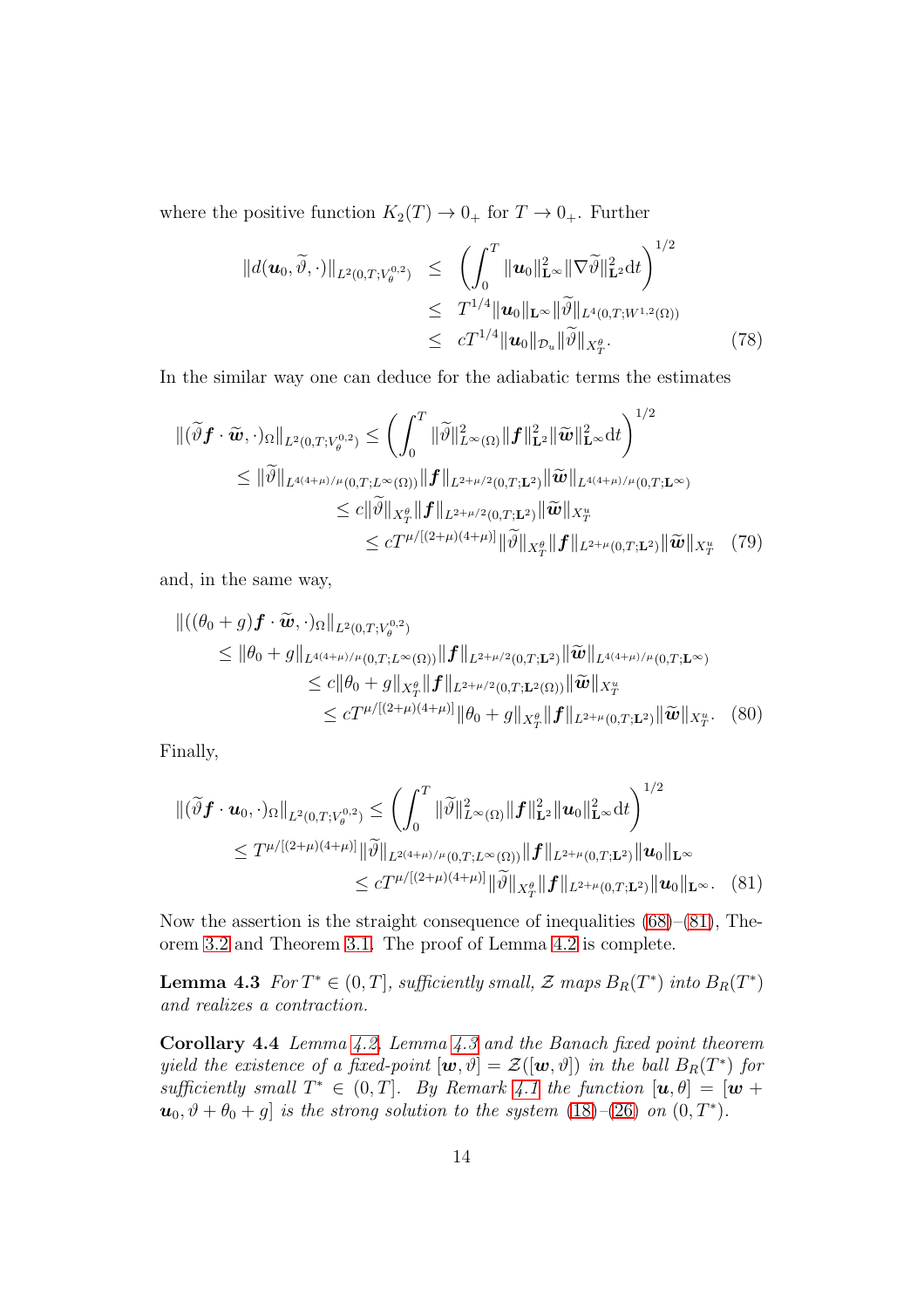where the positive function $K_2(T) \to 0_+$ for $T \to 0_+$. Further

$$
\begin{aligned}
\|d(\boldsymbol{u}_0, \widetilde{\vartheta}, \cdot)\|_{L^2(0,T;V_\theta^{0,2})} &\leq \left( \int_0^T \|\boldsymbol{u}_0\|^2_{\mathbf{L}^\infty} \|\nabla \widetilde{\vartheta}\|^2_{\mathbf{L}^2} \mathrm{d}t \right)^{1/2} \\
&\leq T^{1/4} \|\boldsymbol{u}_0\|_{\mathbf{L}^\infty} \|\widetilde{\vartheta}\|_{L^4(0,T;W^{1,2}(\Omega))} \\
&\leq cT^{1/4} \|\boldsymbol{u}_0\|_{\mathcal{D}_u} \|\widetilde{\vartheta}\|_{X_T^\theta}. \qquad (78)
\end{aligned}
$$

In the similar way one can deduce for the adiabatic terms the estimates

$$
\begin{aligned}
\|(\widetilde{\vartheta} \boldsymbol{f} \cdot \widetilde{\boldsymbol{w}}, \cdot)_\Omega\|_{L^2(0,T;V_\theta^{0,2})} &\leq \left( \int_0^T \|\widetilde{\vartheta}\|^2_{L^\infty(\Omega)} \|\boldsymbol{f}\|^2_{\mathbf{L}^2} \|\widetilde{\boldsymbol{w}}\|^2_{\mathbf{L}^\infty} \mathrm{d}t \right)^{1/2} \\
&\leq \|\widetilde{\vartheta}\|_{L^{4(4+\mu)/\mu}(0,T;L^\infty(\Omega))} \|\boldsymbol{f}\|_{L^{2+\mu/2}(0,T;\mathbf{L}^2)} \|\widetilde{\boldsymbol{w}}\|_{L^{4(4+\mu)/\mu}(0,T;\mathbf{L}^\infty)} \\
&\leq c\|\widetilde{\vartheta}\|_{X_T^\theta} \|\boldsymbol{f}\|_{L^{2+\mu/2}(0,T;\mathbf{L}^2)} \|\widetilde{\boldsymbol{w}}\|_{X_T^u} \\
&\leq cT^{\mu/[(2+\mu)(4+\mu)]} \|\widetilde{\vartheta}\|_{X_T^\theta} \|\boldsymbol{f}\|_{L^{2+\mu}(0,T;\mathbf{L}^2)} \|\widetilde{\boldsymbol{w}}\|_{X_T^u} \qquad (79)
\end{aligned}
$$

and, in the same way,

$$
\begin{aligned}
&\|((\theta_0 + g)\boldsymbol{f} \cdot \widetilde{\boldsymbol{w}}, \cdot)_\Omega\|_{L^2(0,T;V_\theta^{0,2})} \\
&\quad \leq \|\theta_0 + g\|_{L^{4(4+\mu)/\mu}(0,T;L^\infty(\Omega))} \|\boldsymbol{f}\|_{L^{2+\mu/2}(0,T;\mathbf{L}^2)} \|\widetilde{\boldsymbol{w}}\|_{L^{4(4+\mu)/\mu}(0,T;\mathbf{L}^\infty)} \\
&\quad \leq c\|\theta_0 + g\|_{X_T^\theta} \|\boldsymbol{f}\|_{L^{2+\mu/2}(0,T;\mathbf{L}^2(\Omega))} \|\widetilde{\boldsymbol{w}}\|_{X_T^u} \\
&\quad \leq cT^{\mu/[(2+\mu)(4+\mu)]} \|\theta_0 + g\|_{X_T^\theta} \|\boldsymbol{f}\|_{L^{2+\mu}(0,T;\mathbf{L}^2)} \|\widetilde{\boldsymbol{w}}\|_{X_T^u}. \qquad (80)
\end{aligned}
$$

Finally,

$$
\begin{aligned}
\|(\widetilde{\vartheta} \boldsymbol{f} \cdot \boldsymbol{u}_0, \cdot)_\Omega\|_{L^2(0,T;V_\theta^{0,2})} &\leq \left( \int_0^T \|\widetilde{\vartheta}\|^2_{L^\infty(\Omega)} \|\boldsymbol{f}\|^2_{\mathbf{L}^2} \|\boldsymbol{u}_0\|^2_{\mathbf{L}^\infty} \mathrm{d}t \right)^{1/2} \\
&\leq T^{\mu/[(2+\mu)(4+\mu)]} \|\widetilde{\vartheta}\|_{L^{2(4+\mu)/\mu}(0,T;L^\infty(\Omega))} \|\boldsymbol{f}\|_{L^{2+\mu}(0,T;\mathbf{L}^2)} \|\boldsymbol{u}_0\|_{\mathbf{L}^\infty} \\
&\leq cT^{\mu/[(2+\mu)(4+\mu)]} \|\widetilde{\vartheta}\|_{X_T^\theta} \|\boldsymbol{f}\|_{L^{2+\mu}(0,T;\mathbf{L}^2)} \|\boldsymbol{u}_0\|_{\mathbf{L}^\infty}. \qquad (81)
\end{aligned}
$$

Now the assertion is the straight consequence of inequalities (68)–(81), Theorem 3.2 and Theorem 3.1. The proof of Lemma 4.2 is complete.

**Lemma 4.3** *For $T^* \in (0, T]$, sufficiently small, $\mathcal{Z}$ maps $B_R(T^*)$ into $B_R(T^*)$ and realizes a contraction.*

**Corollary 4.4** *Lemma 4.2, Lemma 4.3 and the Banach fixed point theorem yield the existence of a fixed-point $[\boldsymbol{w}, \vartheta] = \mathcal{Z}([\boldsymbol{w}, \vartheta])$ in the ball $B_R(T^*)$ for sufficiently small $T^* \in (0, T]$. By Remark 4.1 the function $[\boldsymbol{u}, \theta] = [\boldsymbol{w} + \boldsymbol{u}_0, \vartheta + \theta_0 + g]$ is the strong solution to the system (18)–(26) on $(0, T^*)$.*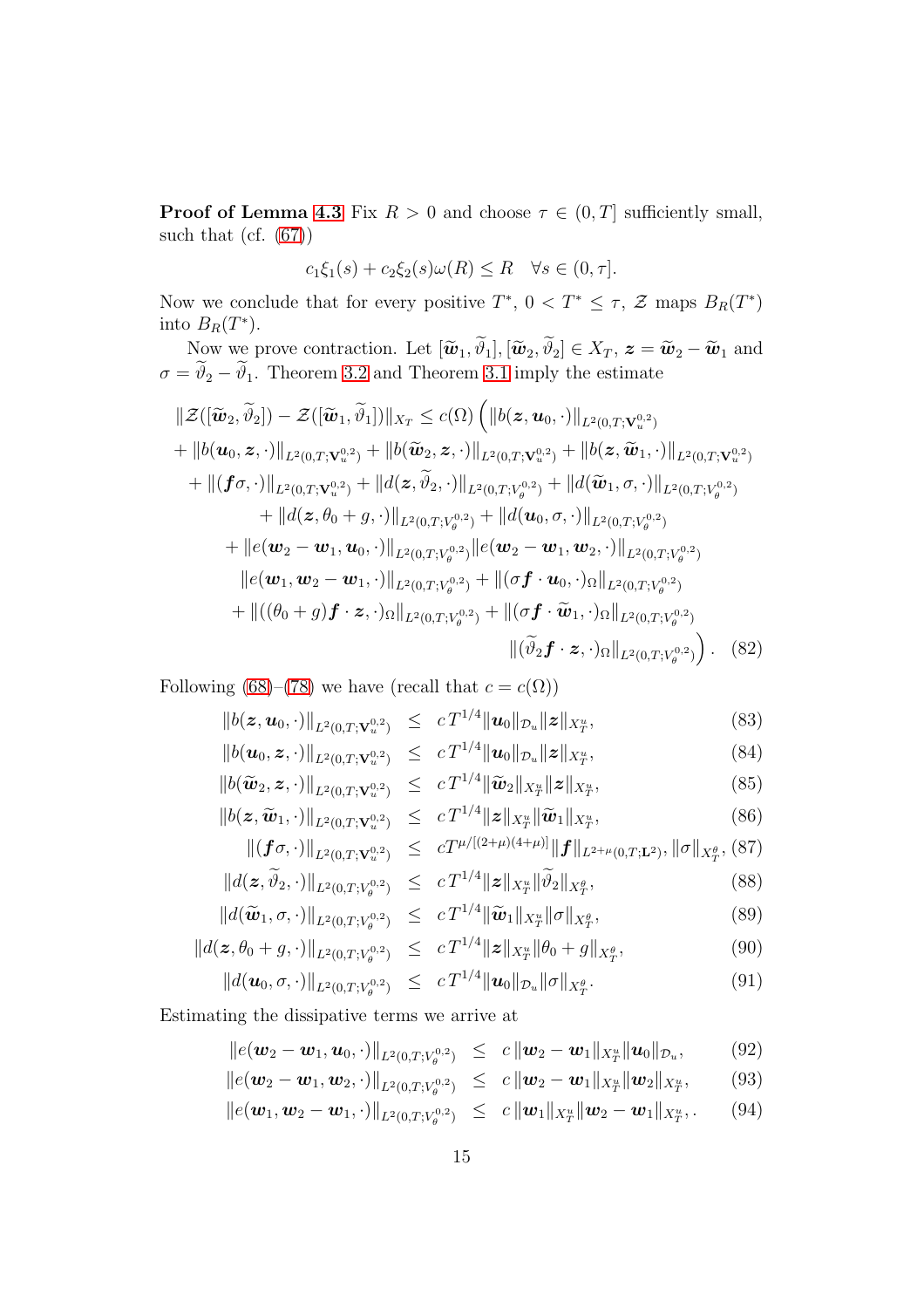**Proof of Lemma 4.3** Fix $R > 0$ and choose $\tau \in (0, T]$ sufficiently small, such that (cf. (67))

$$c_1 \xi_1(s) + c_2 \xi_2(s) \omega(R) \leq R \quad \forall s \in (0, \tau].$$

Now we conclude that for every positive $T^*$, $0 < T^* \leq \tau$, $\mathcal{Z}$ maps $B_R(T^*)$ into $B_R(T^*)$.

Now we prove contraction. Let $[\widetilde{\boldsymbol{w}}_1, \widetilde{\vartheta}_1], [\widetilde{\boldsymbol{w}}_2, \widetilde{\vartheta}_2] \in X_T$, $\boldsymbol{z} = \widetilde{\boldsymbol{w}}_2 - \widetilde{\boldsymbol{w}}_1$ and $\sigma = \widetilde{\vartheta}_2 - \widetilde{\vartheta}_1$. Theorem 3.2 and Theorem 3.1 imply the estimate

$$\begin{aligned}
&\|\mathcal{Z}([\widetilde{\boldsymbol{w}}_2, \widetilde{\vartheta}_2]) - \mathcal{Z}([\widetilde{\boldsymbol{w}}_1, \widetilde{\vartheta}_1])\|_{X_T} \leq c(\Omega) \Big( \|b(\boldsymbol{z}, \boldsymbol{u}_0, \cdot)\|_{L^2(0,T;\mathbf{V}_u^{0,2})} \\
&+ \|b(\boldsymbol{u}_0, \boldsymbol{z}, \cdot)\|_{L^2(0,T;\mathbf{V}_u^{0,2})} + \|b(\widetilde{\boldsymbol{w}}_2, \boldsymbol{z}, \cdot)\|_{L^2(0,T;\mathbf{V}_u^{0,2})} + \|b(\boldsymbol{z}, \widetilde{\boldsymbol{w}}_1, \cdot)\|_{L^2(0,T;\mathbf{V}_u^{0,2})} \\
&+ \|(\boldsymbol{f}\sigma, \cdot)\|_{L^2(0,T;\mathbf{V}_u^{0,2})} + \|d(\boldsymbol{z}, \widetilde{\vartheta}_2, \cdot)\|_{L^2(0,T;V_\theta^{0,2})} + \|d(\widetilde{\boldsymbol{w}}_1, \sigma, \cdot)\|_{L^2(0,T;V_\theta^{0,2})} \\
&+ \|d(\boldsymbol{z}, \theta_0 + g, \cdot)\|_{L^2(0,T;V_\theta^{0,2})} + \|d(\boldsymbol{u}_0, \sigma, \cdot)\|_{L^2(0,T;V_\theta^{0,2})} \\
&+ \|e(\boldsymbol{w}_2 - \boldsymbol{w}_1, \boldsymbol{u}_0, \cdot)\|_{L^2(0,T;V_\theta^{0,2})} \|e(\boldsymbol{w}_2 - \boldsymbol{w}_1, \boldsymbol{w}_2, \cdot)\|_{L^2(0,T;V_\theta^{0,2})} \\
&\|e(\boldsymbol{w}_1, \boldsymbol{w}_2 - \boldsymbol{w}_1, \cdot)\|_{L^2(0,T;V_\theta^{0,2})} + \|(\sigma \boldsymbol{f} \cdot \boldsymbol{u}_0, \cdot)_\Omega\|_{L^2(0,T;V_\theta^{0,2})} \\
&+ \|((\theta_0 + g)\boldsymbol{f} \cdot \boldsymbol{z}, \cdot)_\Omega\|_{L^2(0,T;V_\theta^{0,2})} + \|(\sigma \boldsymbol{f} \cdot \widetilde{\boldsymbol{w}}_1, \cdot)_\Omega\|_{L^2(0,T;V_\theta^{0,2})} \\
&\|(\widetilde{\vartheta}_2 \boldsymbol{f} \cdot \boldsymbol{z}, \cdot)_\Omega\|_{L^2(0,T;V_\theta^{0,2})} \Big). \qquad (82)
\end{aligned}$$

Following (68)–(78) we have (recall that $c = c(\Omega)$)

$$\begin{aligned}
\|b(\boldsymbol{z}, \boldsymbol{u}_0, \cdot)\|_{L^2(0,T;\mathbf{V}_u^{0,2})} &\leq c\, T^{1/4} \|\boldsymbol{u}_0\|_{\mathcal{D}_u} \|\boldsymbol{z}\|_{X_T^u}, && (83)\\
\|b(\boldsymbol{u}_0, \boldsymbol{z}, \cdot)\|_{L^2(0,T;\mathbf{V}_u^{0,2})} &\leq c\, T^{1/4} \|\boldsymbol{u}_0\|_{\mathcal{D}_u} \|\boldsymbol{z}\|_{X_T^u}, && (84)\\
\|b(\widetilde{\boldsymbol{w}}_2, \boldsymbol{z}, \cdot)\|_{L^2(0,T;\mathbf{V}_u^{0,2})} &\leq c\, T^{1/4} \|\widetilde{\boldsymbol{w}}_2\|_{X_T^u} \|\boldsymbol{z}\|_{X_T^u}, && (85)\\
\|b(\boldsymbol{z}, \widetilde{\boldsymbol{w}}_1, \cdot)\|_{L^2(0,T;\mathbf{V}_u^{0,2})} &\leq c\, T^{1/4} \|\boldsymbol{z}\|_{X_T^u} \|\widetilde{\boldsymbol{w}}_1\|_{X_T^u}, && (86)\\
\|(\boldsymbol{f}\sigma, \cdot)\|_{L^2(0,T;\mathbf{V}_u^{0,2})} &\leq c T^{\mu/[(2+\mu)(4+\mu)]} \|\boldsymbol{f}\|_{L^{2+\mu}(0,T;\mathbf{L}^2)}, \|\sigma\|_{X_T^\theta}, && (87)\\
\|d(\boldsymbol{z}, \widetilde{\vartheta}_2, \cdot)\|_{L^2(0,T;V_\theta^{0,2})} &\leq c\, T^{1/4} \|\boldsymbol{z}\|_{X_T^u} \|\widetilde{\vartheta}_2\|_{X_T^\theta}, && (88)\\
\|d(\widetilde{\boldsymbol{w}}_1, \sigma, \cdot)\|_{L^2(0,T;V_\theta^{0,2})} &\leq c\, T^{1/4} \|\widetilde{\boldsymbol{w}}_1\|_{X_T^u} \|\sigma\|_{X_T^\theta}, && (89)\\
\|d(\boldsymbol{z}, \theta_0 + g, \cdot)\|_{L^2(0,T;V_\theta^{0,2})} &\leq c\, T^{1/4} \|\boldsymbol{z}\|_{X_T^u} \|\theta_0 + g\|_{X_T^\theta}, && (90)\\
\|d(\boldsymbol{u}_0, \sigma, \cdot)\|_{L^2(0,T;V_\theta^{0,2})} &\leq c\, T^{1/4} \|\boldsymbol{u}_0\|_{\mathcal{D}_u} \|\sigma\|_{X_T^\theta}. && (91)
\end{aligned}$$

Estimating the dissipative terms we arrive at

$$\begin{aligned}
\|e(\boldsymbol{w}_2 - \boldsymbol{w}_1, \boldsymbol{u}_0, \cdot)\|_{L^2(0,T;V_\theta^{0,2})} &\leq c\, \|\boldsymbol{w}_2 - \boldsymbol{w}_1\|_{X_T^u} \|\boldsymbol{u}_0\|_{\mathcal{D}_u}, && (92)\\
\|e(\boldsymbol{w}_2 - \boldsymbol{w}_1, \boldsymbol{w}_2, \cdot)\|_{L^2(0,T;V_\theta^{0,2})} &\leq c\, \|\boldsymbol{w}_2 - \boldsymbol{w}_1\|_{X_T^u} \|\boldsymbol{w}_2\|_{X_T^u}, && (93)\\
\|e(\boldsymbol{w}_1, \boldsymbol{w}_2 - \boldsymbol{w}_1, \cdot)\|_{L^2(0,T;V_\theta^{0,2})} &\leq c\, \|\boldsymbol{w}_1\|_{X_T^u} \|\boldsymbol{w}_2 - \boldsymbol{w}_1\|_{X_T^u}, . && (94)
\end{aligned}$$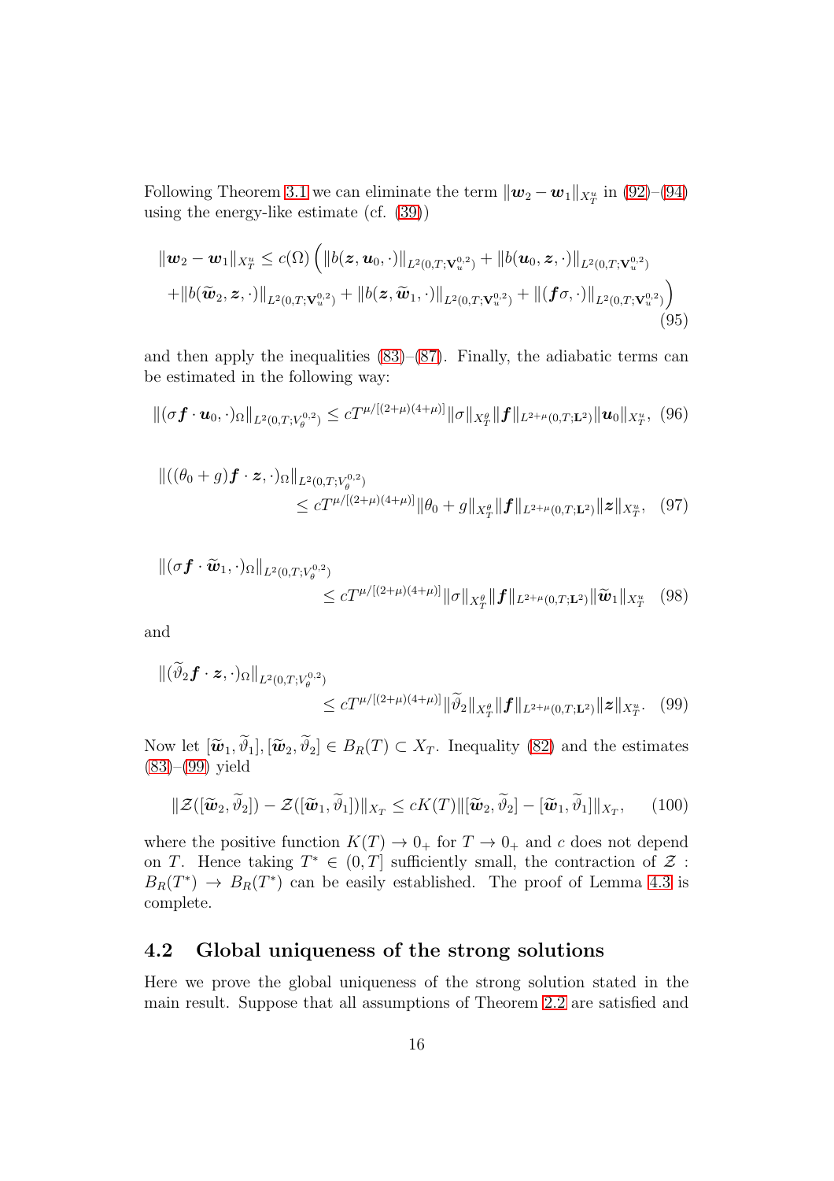Following Theorem 3.1 we can eliminate the term $\|\boldsymbol{w}_2 - \boldsymbol{w}_1\|_{X_T^u}$ in (92)–(94) using the energy-like estimate (cf. (39))

$$
\begin{aligned}
\|\boldsymbol{w}_2 - \boldsymbol{w}_1\|_{X_T^u} \le c(\Omega) \Big( &\|b(\boldsymbol{z}, \boldsymbol{u}_0, \cdot)\|_{L^2(0,T;\mathbf{V}_u^{0,2})} + \|b(\boldsymbol{u}_0, \boldsymbol{z}, \cdot)\|_{L^2(0,T;\mathbf{V}_u^{0,2})} \\
+ &\|b(\widetilde{\boldsymbol{w}}_2, \boldsymbol{z}, \cdot)\|_{L^2(0,T;\mathbf{V}_u^{0,2})} + \|b(\boldsymbol{z}, \widetilde{\boldsymbol{w}}_1, \cdot)\|_{L^2(0,T;\mathbf{V}_u^{0,2})} + \|(\boldsymbol{f}\sigma, \cdot)\|_{L^2(0,T;\mathbf{V}_u^{0,2})} \Big)
\end{aligned}
\tag{95}
$$

and then apply the inequalities (83)–(87). Finally, the adiabatic terms can be estimated in the following way:

$$
\|(\sigma \boldsymbol{f} \cdot \boldsymbol{u}_0, \cdot)_\Omega\|_{L^2(0,T;V_\theta^{0,2})} \le c T^{\mu/[(2+\mu)(4+\mu)]} \|\sigma\|_{X_T^\theta} \|\boldsymbol{f}\|_{L^{2+\mu}(0,T;\mathbf{L}^2)} \|\boldsymbol{u}_0\|_{X_T^u}, \tag{96}
$$

$$
\begin{aligned}
\|((\theta_0 + g)\boldsymbol{f} \cdot \boldsymbol{z}, \cdot)_\Omega\|&_{L^2(0,T;V_\theta^{0,2})} \\
&\le c T^{\mu/[(2+\mu)(4+\mu)]} \|\theta_0 + g\|_{X_T^\theta} \|\boldsymbol{f}\|_{L^{2+\mu}(0,T;\mathbf{L}^2)} \|\boldsymbol{z}\|_{X_T^u},
\end{aligned}
\tag{97}
$$

$$
\begin{aligned}
\|(\sigma \boldsymbol{f} \cdot \widetilde{\boldsymbol{w}}_1, \cdot)_\Omega\|&_{L^2(0,T;V_\theta^{0,2})} \\
&\le c T^{\mu/[(2+\mu)(4+\mu)]} \|\sigma\|_{X_T^\theta} \|\boldsymbol{f}\|_{L^{2+\mu}(0,T;\mathbf{L}^2)} \|\widetilde{\boldsymbol{w}}_1\|_{X_T^u}
\end{aligned}
\tag{98}
$$

and

$$
\begin{aligned}
\|(\widetilde{\vartheta}_2 \boldsymbol{f} \cdot \boldsymbol{z}, \cdot)_\Omega\|&_{L^2(0,T;V_\theta^{0,2})} \\
&\le c T^{\mu/[(2+\mu)(4+\mu)]} \|\widetilde{\vartheta}_2\|_{X_T^\theta} \|\boldsymbol{f}\|_{L^{2+\mu}(0,T;\mathbf{L}^2)} \|\boldsymbol{z}\|_{X_T^u}.
\end{aligned}
\tag{99}
$$

Now let $[\widetilde{\boldsymbol{w}}_1, \widetilde{\vartheta}_1], [\widetilde{\boldsymbol{w}}_2, \widetilde{\vartheta}_2] \in B_R(T) \subset X_T$. Inequality (82) and the estimates (83)–(99) yield

$$
\|\mathcal{Z}([\widetilde{\boldsymbol{w}}_2, \widetilde{\vartheta}_2]) - \mathcal{Z}([\widetilde{\boldsymbol{w}}_1, \widetilde{\vartheta}_1])\|_{X_T} \le c K(T) \|[\widetilde{\boldsymbol{w}}_2, \widetilde{\vartheta}_2] - [\widetilde{\boldsymbol{w}}_1, \widetilde{\vartheta}_1]\|_{X_T}, \tag{100}
$$

where the positive function $K(T) \to 0_+$ for $T \to 0_+$ and $c$ does not depend on $T$. Hence taking $T^* \in (0, T]$ sufficiently small, the contraction of $\mathcal{Z} : B_R(T^*) \to B_R(T^*)$ can be easily established. The proof of Lemma 4.3 is complete.

## 4.2 Global uniqueness of the strong solutions

Here we prove the global uniqueness of the strong solution stated in the main result. Suppose that all assumptions of Theorem 2.2 are satisfied and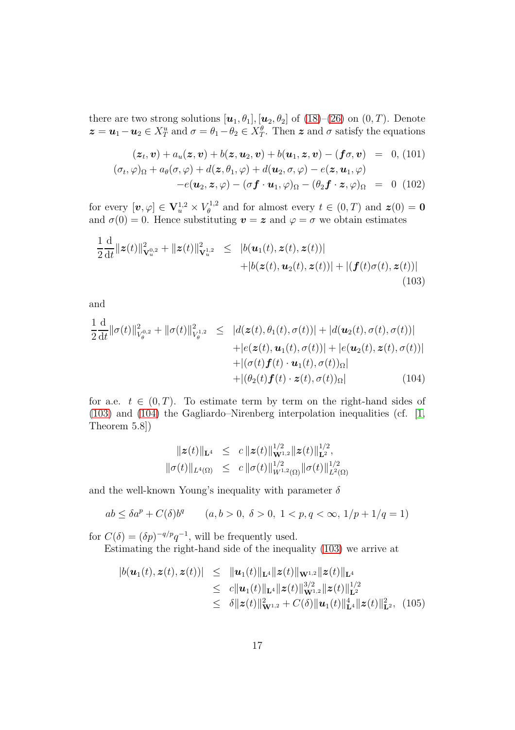there are two strong solutions $[\boldsymbol{u}_1, \theta_1], [\boldsymbol{u}_2, \theta_2]$ of (18)–(26) on $(0, T)$. Denote $\boldsymbol{z} = \boldsymbol{u}_1 - \boldsymbol{u}_2 \in X_T^u$ and $\sigma = \theta_1 - \theta_2 \in X_T^\theta$. Then $\boldsymbol{z}$ and $\sigma$ satisfy the equations

$$
\begin{aligned}
(\boldsymbol{z}_t, \boldsymbol{v}) + a_u(\boldsymbol{z}, \boldsymbol{v}) + b(\boldsymbol{z}, \boldsymbol{u}_2, \boldsymbol{v}) + b(\boldsymbol{u}_1, \boldsymbol{z}, \boldsymbol{v}) - (\boldsymbol{f}\sigma, \boldsymbol{v}) &= 0, \quad (101)\\
(\sigma_t, \varphi)_\Omega + a_\theta(\sigma, \varphi) + d(\boldsymbol{z}, \theta_1, \varphi) + d(\boldsymbol{u}_2, \sigma, \varphi) - e(\boldsymbol{z}, \boldsymbol{u}_1, \varphi)& \\
-e(\boldsymbol{u}_2, \boldsymbol{z}, \varphi) - (\sigma \boldsymbol{f} \cdot \boldsymbol{u}_1, \varphi)_\Omega - (\theta_2 \boldsymbol{f} \cdot \boldsymbol{z}, \varphi)_\Omega &= 0 \quad (102)
\end{aligned}
$$

for every $[\boldsymbol{v}, \varphi] \in \mathbf{V}_u^{1,2} \times V_\theta^{1,2}$ and for almost every $t \in (0, T)$ and $\boldsymbol{z}(0) = \mathbf{0}$ and $\sigma(0) = 0$. Hence substituting $\boldsymbol{v} = \boldsymbol{z}$ and $\varphi = \sigma$ we obtain estimates

$$
\begin{aligned}
\frac{1}{2}\frac{\mathrm{d}}{\mathrm{d}t}\|\boldsymbol{z}(t)\|^2_{\mathbf{V}_u^{0,2}} + \|\boldsymbol{z}(t)\|^2_{\mathbf{V}_u^{1,2}} \leq\; & |b(\boldsymbol{u}_1(t), \boldsymbol{z}(t), \boldsymbol{z}(t))| \\
& + |b(\boldsymbol{z}(t), \boldsymbol{u}_2(t), \boldsymbol{z}(t))| + |(\boldsymbol{f}(t)\sigma(t), \boldsymbol{z}(t))| \quad (103)
\end{aligned}
$$

and

$$
\begin{aligned}
\frac{1}{2}\frac{\mathrm{d}}{\mathrm{d}t}\|\sigma(t)\|^2_{V_\theta^{0,2}} + \|\sigma(t)\|^2_{V_\theta^{1,2}} \leq\; & |d(\boldsymbol{z}(t), \theta_1(t), \sigma(t))| + |d(\boldsymbol{u}_2(t), \sigma(t), \sigma(t))| \\
& + |e(\boldsymbol{z}(t), \boldsymbol{u}_1(t), \sigma(t))| + |e(\boldsymbol{u}_2(t), \boldsymbol{z}(t), \sigma(t))| \\
& + |(\sigma(t)\boldsymbol{f}(t) \cdot \boldsymbol{u}_1(t), \sigma(t))_\Omega| \\
& + |(\theta_2(t)\boldsymbol{f}(t) \cdot \boldsymbol{z}(t), \sigma(t))_\Omega| \quad (104)
\end{aligned}
$$

for a.e. $t \in (0, T)$. To estimate term by term on the right-hand sides of (103) and (104) the Gagliardo–Nirenberg interpolation inequalities (cf. [1, Theorem 5.8])

$$
\begin{aligned}
\|\boldsymbol{z}(t)\|_{\mathbf{L}^4} &\leq c\,\|\boldsymbol{z}(t)\|^{1/2}_{\mathbf{W}^{1,2}}\|\boldsymbol{z}(t)\|^{1/2}_{\mathbf{L}^2}, \\
\|\sigma(t)\|_{L^4(\Omega)} &\leq c\,\|\sigma(t)\|^{1/2}_{W^{1,2}(\Omega)}\|\sigma(t)\|^{1/2}_{L^2(\Omega)}
\end{aligned}
$$

and the well-known Young's inequality with parameter $\delta$

$$
ab \leq \delta a^p + C(\delta) b^q \qquad (a, b > 0,\ \delta > 0,\ 1 < p, q < \infty,\ 1/p + 1/q = 1)
$$

for $C(\delta) = (\delta p)^{-q/p} q^{-1}$, will be frequently used.

Estimating the right-hand side of the inequality (103) we arrive at

$$
\begin{aligned}
|b(\boldsymbol{u}_1(t), \boldsymbol{z}(t), \boldsymbol{z}(t))| &\leq \|\boldsymbol{u}_1(t)\|_{\mathbf{L}^4}\|\boldsymbol{z}(t)\|_{\mathbf{W}^{1,2}}\|\boldsymbol{z}(t)\|_{\mathbf{L}^4} \\
&\leq c\|\boldsymbol{u}_1(t)\|_{\mathbf{L}^4}\|\boldsymbol{z}(t)\|^{3/2}_{\mathbf{W}^{1,2}}\|\boldsymbol{z}(t)\|^{1/2}_{\mathbf{L}^2} \\
&\leq \delta\|\boldsymbol{z}(t)\|^2_{\mathbf{W}^{1,2}} + C(\delta)\|\boldsymbol{u}_1(t)\|^4_{\mathbf{L}^4}\|\boldsymbol{z}(t)\|^2_{\mathbf{L}^2}, \quad (105)
\end{aligned}
$$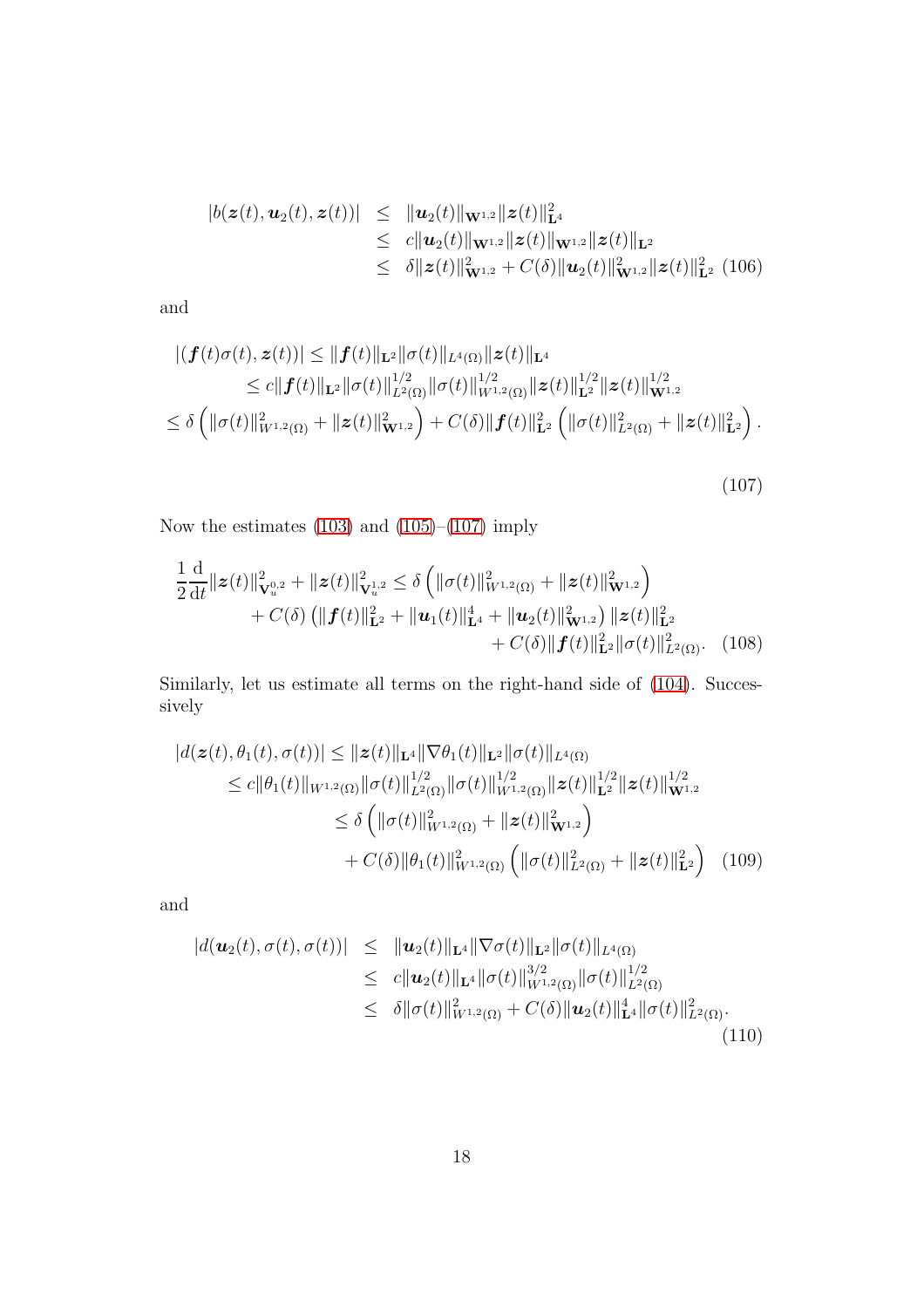$$
\begin{aligned}
|b(\boldsymbol{z}(t), \boldsymbol{u}_2(t), \boldsymbol{z}(t))| &\leq \|\boldsymbol{u}_2(t)\|_{\mathbf{W}^{1,2}} \|\boldsymbol{z}(t)\|_{\mathbf{L}^4}^2 \\
&\leq c\|\boldsymbol{u}_2(t)\|_{\mathbf{W}^{1,2}} \|\boldsymbol{z}(t)\|_{\mathbf{W}^{1,2}} \|\boldsymbol{z}(t)\|_{\mathbf{L}^2} \\
&\leq \delta \|\boldsymbol{z}(t)\|_{\mathbf{W}^{1,2}}^2 + C(\delta) \|\boldsymbol{u}_2(t)\|_{\mathbf{W}^{1,2}}^2 \|\boldsymbol{z}(t)\|_{\mathbf{L}^2}^2 \quad (106)
\end{aligned}
$$

and

$$
\begin{aligned}
|(\boldsymbol{f}(t)\sigma(t), \boldsymbol{z}(t))| &\leq \|\boldsymbol{f}(t)\|_{\mathbf{L}^2} \|\sigma(t)\|_{L^4(\Omega)} \|\boldsymbol{z}(t)\|_{\mathbf{L}^4} \\
&\leq c\|\boldsymbol{f}(t)\|_{\mathbf{L}^2} \|\sigma(t)\|_{L^2(\Omega)}^{1/2} \|\sigma(t)\|_{W^{1,2}(\Omega)}^{1/2} \|\boldsymbol{z}(t)\|_{\mathbf{L}^2}^{1/2} \|\boldsymbol{z}(t)\|_{\mathbf{W}^{1,2}}^{1/2} \\
&\leq \delta \left( \|\sigma(t)\|_{W^{1,2}(\Omega)}^2 + \|\boldsymbol{z}(t)\|_{\mathbf{W}^{1,2}}^2 \right) + C(\delta) \|\boldsymbol{f}(t)\|_{\mathbf{L}^2}^2 \left( \|\sigma(t)\|_{L^2(\Omega)}^2 + \|\boldsymbol{z}(t)\|_{\mathbf{L}^2}^2 \right).
\end{aligned}
\tag{107}
$$

Now the estimates (103) and (105)–(107) imply

$$
\begin{aligned}
\frac{1}{2}\frac{\mathrm{d}}{\mathrm{d}t} \|\boldsymbol{z}(t)\|_{\mathbf{V}_u^{0,2}}^2 + \|\boldsymbol{z}(t)\|_{\mathbf{V}_u^{1,2}}^2 &\leq \delta \left( \|\sigma(t)\|_{W^{1,2}(\Omega)}^2 + \|\boldsymbol{z}(t)\|_{\mathbf{W}^{1,2}}^2 \right) \\
&+ C(\delta) \left( \|\boldsymbol{f}(t)\|_{\mathbf{L}^2}^2 + \|\boldsymbol{u}_1(t)\|_{\mathbf{L}^4}^4 + \|\boldsymbol{u}_2(t)\|_{\mathbf{W}^{1,2}}^2 \right) \|\boldsymbol{z}(t)\|_{\mathbf{L}^2}^2 \\
&+ C(\delta) \|\boldsymbol{f}(t)\|_{\mathbf{L}^2}^2 \|\sigma(t)\|_{L^2(\Omega)}^2. \quad (108)
\end{aligned}
$$

Similarly, let us estimate all terms on the right-hand side of (104). Successively

$$
\begin{aligned}
|d(\boldsymbol{z}(t), \theta_1(t), \sigma(t))| &\leq \|\boldsymbol{z}(t)\|_{\mathbf{L}^4} \|\nabla\theta_1(t)\|_{\mathbf{L}^2} \|\sigma(t)\|_{L^4(\Omega)} \\
&\leq c\|\theta_1(t)\|_{W^{1,2}(\Omega)} \|\sigma(t)\|_{L^2(\Omega)}^{1/2} \|\sigma(t)\|_{W^{1,2}(\Omega)}^{1/2} \|\boldsymbol{z}(t)\|_{\mathbf{L}^2}^{1/2} \|\boldsymbol{z}(t)\|_{\mathbf{W}^{1,2}}^{1/2} \\
&\leq \delta \left( \|\sigma(t)\|_{W^{1,2}(\Omega)}^2 + \|\boldsymbol{z}(t)\|_{\mathbf{W}^{1,2}}^2 \right) \\
&+ C(\delta) \|\theta_1(t)\|_{W^{1,2}(\Omega)}^2 \left( \|\sigma(t)\|_{L^2(\Omega)}^2 + \|\boldsymbol{z}(t)\|_{\mathbf{L}^2}^2 \right) \quad (109)
\end{aligned}
$$

and

$$
\begin{aligned}
|d(\boldsymbol{u}_2(t), \sigma(t), \sigma(t))| &\leq \|\boldsymbol{u}_2(t)\|_{\mathbf{L}^4} \|\nabla\sigma(t)\|_{\mathbf{L}^2} \|\sigma(t)\|_{L^4(\Omega)} \\
&\leq c\|\boldsymbol{u}_2(t)\|_{\mathbf{L}^4} \|\sigma(t)\|_{W^{1,2}(\Omega)}^{3/2} \|\sigma(t)\|_{L^2(\Omega)}^{1/2} \\
&\leq \delta \|\sigma(t)\|_{W^{1,2}(\Omega)}^2 + C(\delta) \|\boldsymbol{u}_2(t)\|_{\mathbf{L}^4}^4 \|\sigma(t)\|_{L^2(\Omega)}^2.
\end{aligned}
\tag{110}
$$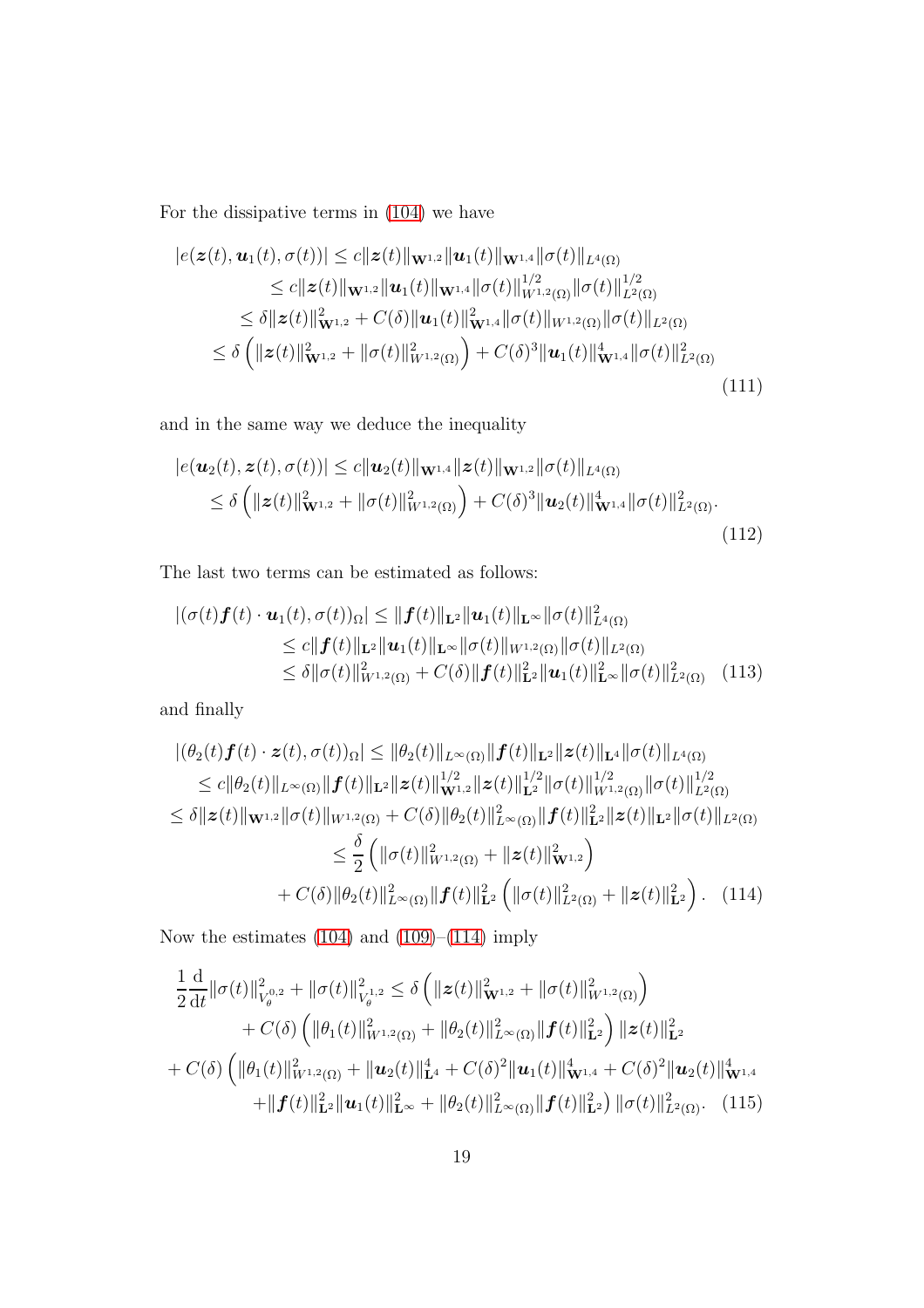For the dissipative terms in (104) we have

$$
\begin{aligned}
|e(\boldsymbol{z}(t), \boldsymbol{u}_1(t), \sigma(t))| &\le c\|\boldsymbol{z}(t)\|_{\mathbf{W}^{1,2}}\|\boldsymbol{u}_1(t)\|_{\mathbf{W}^{1,4}}\|\sigma(t)\|_{L^4(\Omega)} \\
&\le c\|\boldsymbol{z}(t)\|_{\mathbf{W}^{1,2}}\|\boldsymbol{u}_1(t)\|_{\mathbf{W}^{1,4}}\|\sigma(t)\|^{1/2}_{W^{1,2}(\Omega)}\|\sigma(t)\|^{1/2}_{L^2(\Omega)} \\
&\le \delta\|\boldsymbol{z}(t)\|^2_{\mathbf{W}^{1,2}} + C(\delta)\|\boldsymbol{u}_1(t)\|^2_{\mathbf{W}^{1,4}}\|\sigma(t)\|_{W^{1,2}(\Omega)}\|\sigma(t)\|_{L^2(\Omega)} \\
&\le \delta\left(\|\boldsymbol{z}(t)\|^2_{\mathbf{W}^{1,2}} + \|\sigma(t)\|^2_{W^{1,2}(\Omega)}\right) + C(\delta)^3\|\boldsymbol{u}_1(t)\|^4_{\mathbf{W}^{1,4}}\|\sigma(t)\|^2_{L^2(\Omega)}
\end{aligned}
\tag{111}
$$

and in the same way we deduce the inequality

$$
\begin{aligned}
|e(\boldsymbol{u}_2(t), \boldsymbol{z}(t), \sigma(t))| &\le c\|\boldsymbol{u}_2(t)\|_{\mathbf{W}^{1,4}}\|\boldsymbol{z}(t)\|_{\mathbf{W}^{1,2}}\|\sigma(t)\|_{L^4(\Omega)} \\
&\le \delta\left(\|\boldsymbol{z}(t)\|^2_{\mathbf{W}^{1,2}} + \|\sigma(t)\|^2_{W^{1,2}(\Omega)}\right) + C(\delta)^3\|\boldsymbol{u}_2(t)\|^4_{\mathbf{W}^{1,4}}\|\sigma(t)\|^2_{L^2(\Omega)}.
\end{aligned}
\tag{112}
$$

The last two terms can be estimated as follows:

$$
\begin{aligned}
|(\sigma(t)\boldsymbol{f}(t)\cdot\boldsymbol{u}_1(t), \sigma(t))_\Omega| &\le \|\boldsymbol{f}(t)\|_{\mathbf{L}^2}\|\boldsymbol{u}_1(t)\|_{\mathbf{L}^\infty}\|\sigma(t)\|^2_{L^4(\Omega)} \\
&\le c\|\boldsymbol{f}(t)\|_{\mathbf{L}^2}\|\boldsymbol{u}_1(t)\|_{\mathbf{L}^\infty}\|\sigma(t)\|_{W^{1,2}(\Omega)}\|\sigma(t)\|_{L^2(\Omega)} \\
&\le \delta\|\sigma(t)\|^2_{W^{1,2}(\Omega)} + C(\delta)\|\boldsymbol{f}(t)\|^2_{\mathbf{L}^2}\|\boldsymbol{u}_1(t)\|^2_{\mathbf{L}^\infty}\|\sigma(t)\|^2_{L^2(\Omega)}
\end{aligned}
\tag{113}
$$

and finally

$$
\begin{aligned}
|(\theta_2(t)\boldsymbol{f}(t)\cdot\boldsymbol{z}(t), \sigma(t))_\Omega| &\le \|\theta_2(t)\|_{L^\infty(\Omega)}\|\boldsymbol{f}(t)\|_{\mathbf{L}^2}\|\boldsymbol{z}(t)\|_{\mathbf{L}^4}\|\sigma(t)\|_{L^4(\Omega)} \\
&\le c\|\theta_2(t)\|_{L^\infty(\Omega)}\|\boldsymbol{f}(t)\|_{\mathbf{L}^2}\|\boldsymbol{z}(t)\|^{1/2}_{\mathbf{W}^{1,2}}\|\boldsymbol{z}(t)\|^{1/2}_{\mathbf{L}^2}\|\sigma(t)\|^{1/2}_{W^{1,2}(\Omega)}\|\sigma(t)\|^{1/2}_{L^2(\Omega)} \\
&\le \delta\|\boldsymbol{z}(t)\|_{\mathbf{W}^{1,2}}\|\sigma(t)\|_{W^{1,2}(\Omega)} + C(\delta)\|\theta_2(t)\|^2_{L^\infty(\Omega)}\|\boldsymbol{f}(t)\|^2_{\mathbf{L}^2}\|\boldsymbol{z}(t)\|_{\mathbf{L}^2}\|\sigma(t)\|_{L^2(\Omega)} \\
&\le \frac{\delta}{2}\left(\|\sigma(t)\|^2_{W^{1,2}(\Omega)} + \|\boldsymbol{z}(t)\|^2_{\mathbf{W}^{1,2}}\right) \\
&\quad + C(\delta)\|\theta_2(t)\|^2_{L^\infty(\Omega)}\|\boldsymbol{f}(t)\|^2_{\mathbf{L}^2}\left(\|\sigma(t)\|^2_{L^2(\Omega)} + \|\boldsymbol{z}(t)\|^2_{\mathbf{L}^2}\right).
\end{aligned}
\tag{114}
$$

Now the estimates (104) and (109)–(114) imply

$$
\begin{aligned}
\frac{1}{2}\frac{\mathrm{d}}{\mathrm{d}t}\|\sigma(t)\|^2_{V^{0,2}_\theta} + \|\sigma(t)\|^2_{V^{1,2}_\theta} &\le \delta\left(\|\boldsymbol{z}(t)\|^2_{\mathbf{W}^{1,2}} + \|\sigma(t)\|^2_{W^{1,2}(\Omega)}\right) \\
&\quad + C(\delta)\left(\|\theta_1(t)\|^2_{W^{1,2}(\Omega)} + \|\theta_2(t)\|^2_{L^\infty(\Omega)}\|\boldsymbol{f}(t)\|^2_{\mathbf{L}^2}\right)\|\boldsymbol{z}(t)\|^2_{\mathbf{L}^2} \\
&\quad + C(\delta)\Big(\|\theta_1(t)\|^2_{W^{1,2}(\Omega)} + \|\boldsymbol{u}_2(t)\|^4_{\mathbf{L}^4} + C(\delta)^2\|\boldsymbol{u}_1(t)\|^4_{\mathbf{W}^{1,4}} + C(\delta)^2\|\boldsymbol{u}_2(t)\|^4_{\mathbf{W}^{1,4}} \\
&\quad + \|\boldsymbol{f}(t)\|^2_{\mathbf{L}^2}\|\boldsymbol{u}_1(t)\|^2_{\mathbf{L}^\infty} + \|\theta_2(t)\|^2_{L^\infty(\Omega)}\|\boldsymbol{f}(t)\|^2_{\mathbf{L}^2}\Big)\|\sigma(t)\|^2_{L^2(\Omega)}.
\end{aligned}
\tag{115}
$$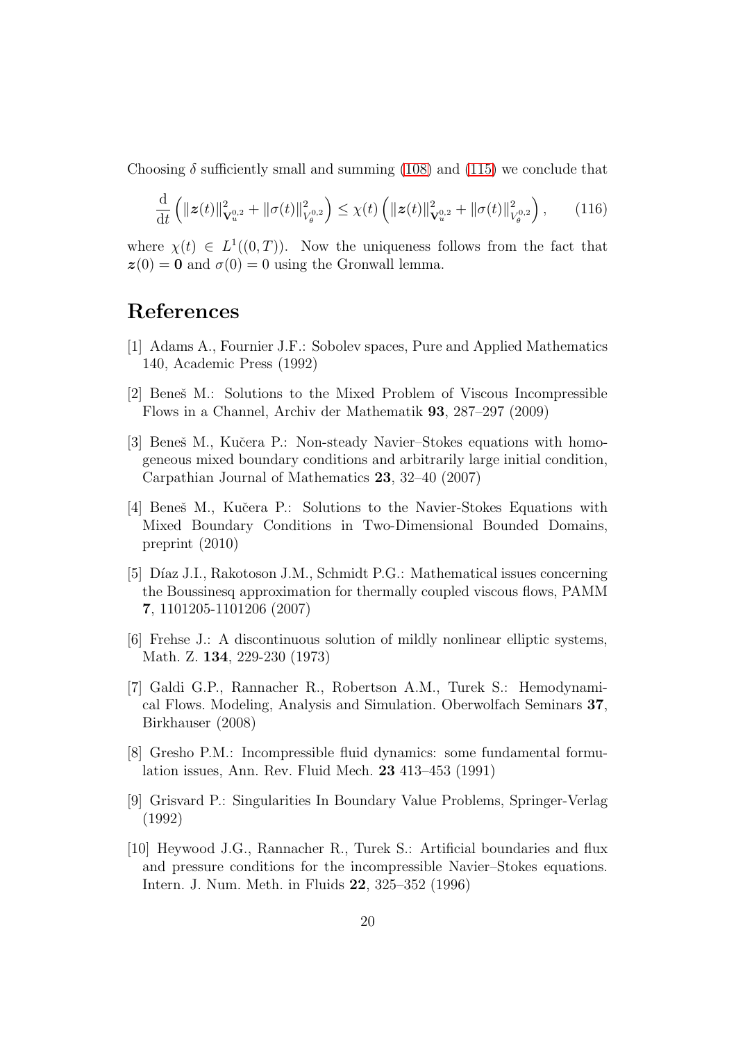Choosing $\delta$ sufficiently small and summing (108) and (115) we conclude that

$$\frac{\mathrm{d}}{\mathrm{d}t}\left(\|\boldsymbol{z}(t)\|^2_{\mathbf{V}^{0,2}_u} + \|\sigma(t)\|^2_{V^{0,2}_\theta}\right) \leq \chi(t)\left(\|\boldsymbol{z}(t)\|^2_{\mathbf{V}^{0,2}_u} + \|\sigma(t)\|^2_{V^{0,2}_\theta}\right), \qquad (116)$$

where $\chi(t) \in L^1((0,T))$. Now the uniqueness follows from the fact that $\boldsymbol{z}(0) = \mathbf{0}$ and $\sigma(0) = 0$ using the Gronwall lemma.

# References

[1] Adams A., Fournier J.F.: Sobolev spaces, Pure and Applied Mathematics 140, Academic Press (1992)

[2] Beneš M.: Solutions to the Mixed Problem of Viscous Incompressible Flows in a Channel, Archiv der Mathematik **93**, 287–297 (2009)

[3] Beneš M., Kučera P.: Non-steady Navier–Stokes equations with homogeneous mixed boundary conditions and arbitrarily large initial condition, Carpathian Journal of Mathematics **23**, 32–40 (2007)

[4] Beneš M., Kučera P.: Solutions to the Navier-Stokes Equations with Mixed Boundary Conditions in Two-Dimensional Bounded Domains, preprint (2010)

[5] Díaz J.I., Rakotoson J.M., Schmidt P.G.: Mathematical issues concerning the Boussinesq approximation for thermally coupled viscous flows, PAMM **7**, 1101205-1101206 (2007)

[6] Frehse J.: A discontinuous solution of mildly nonlinear elliptic systems, Math. Z. **134**, 229-230 (1973)

[7] Galdi G.P., Rannacher R., Robertson A.M., Turek S.: Hemodynamical Flows. Modeling, Analysis and Simulation. Oberwolfach Seminars **37**, Birkhauser (2008)

[8] Gresho P.M.: Incompressible fluid dynamics: some fundamental formulation issues, Ann. Rev. Fluid Mech. **23** 413–453 (1991)

[9] Grisvard P.: Singularities In Boundary Value Problems, Springer-Verlag (1992)

[10] Heywood J.G., Rannacher R., Turek S.: Artificial boundaries and flux and pressure conditions for the incompressible Navier–Stokes equations. Intern. J. Num. Meth. in Fluids **22**, 325–352 (1996)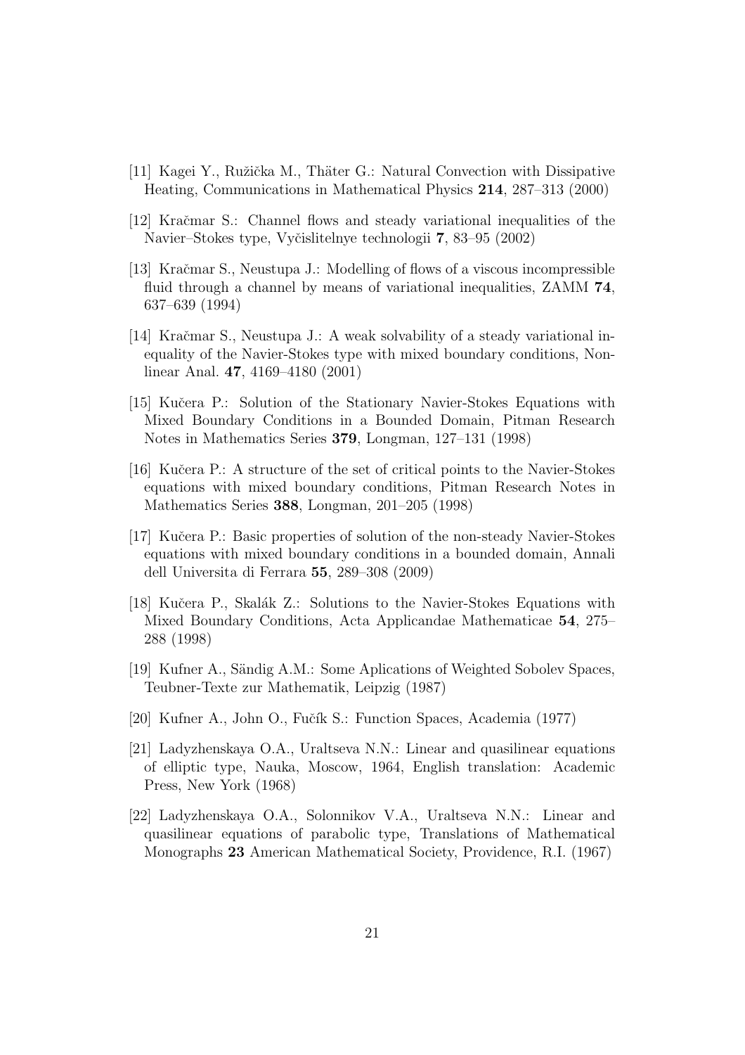[11] Kagei Y., Ružička M., Thäter G.: Natural Convection with Dissipative Heating, Communications in Mathematical Physics **214**, 287–313 (2000)

[12] Kračmar S.: Channel flows and steady variational inequalities of the Navier–Stokes type, Vyčislitelnye technologii **7**, 83–95 (2002)

[13] Kračmar S., Neustupa J.: Modelling of flows of a viscous incompressible fluid through a channel by means of variational inequalities, ZAMM **74**, 637–639 (1994)

[14] Kračmar S., Neustupa J.: A weak solvability of a steady variational inequality of the Navier-Stokes type with mixed boundary conditions, Nonlinear Anal. **47**, 4169–4180 (2001)

[15] Kučera P.: Solution of the Stationary Navier-Stokes Equations with Mixed Boundary Conditions in a Bounded Domain, Pitman Research Notes in Mathematics Series **379**, Longman, 127–131 (1998)

[16] Kučera P.: A structure of the set of critical points to the Navier-Stokes equations with mixed boundary conditions, Pitman Research Notes in Mathematics Series **388**, Longman, 201–205 (1998)

[17] Kučera P.: Basic properties of solution of the non-steady Navier-Stokes equations with mixed boundary conditions in a bounded domain, Annali dell Universita di Ferrara **55**, 289–308 (2009)

[18] Kučera P., Skalák Z.: Solutions to the Navier-Stokes Equations with Mixed Boundary Conditions, Acta Applicandae Mathematicae **54**, 275–288 (1998)

[19] Kufner A., Sändig A.M.: Some Aplications of Weighted Sobolev Spaces, Teubner-Texte zur Mathematik, Leipzig (1987)

[20] Kufner A., John O., Fučík S.: Function Spaces, Academia (1977)

[21] Ladyzhenskaya O.A., Uraltseva N.N.: Linear and quasilinear equations of elliptic type, Nauka, Moscow, 1964, English translation: Academic Press, New York (1968)

[22] Ladyzhenskaya O.A., Solonnikov V.A., Uraltseva N.N.: Linear and quasilinear equations of parabolic type, Translations of Mathematical Monographs **23** American Mathematical Society, Providence, R.I. (1967)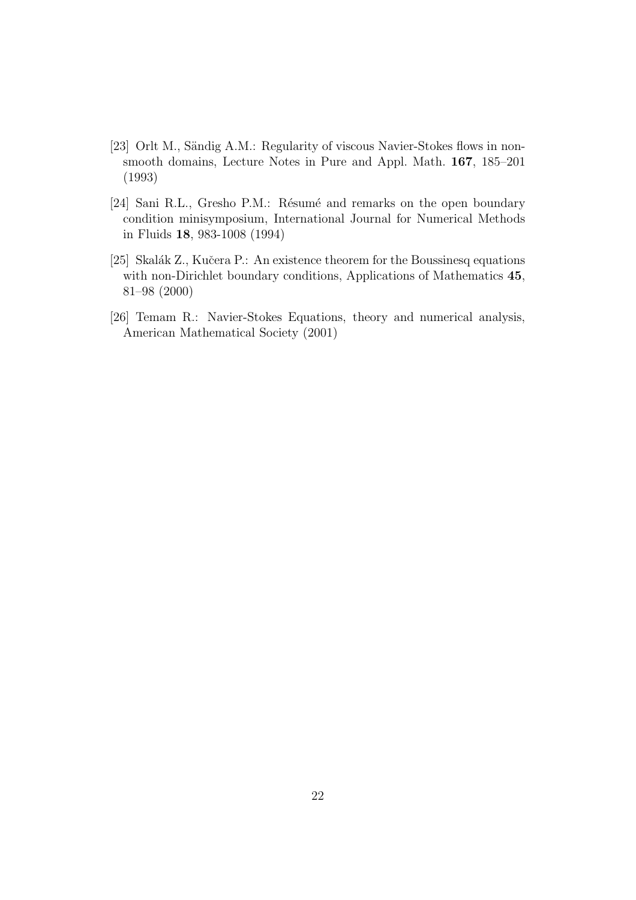[23] Orlt M., Sändig A.M.: Regularity of viscous Navier-Stokes flows in non-smooth domains, Lecture Notes in Pure and Appl. Math. **167**, 185–201 (1993)

[24] Sani R.L., Gresho P.M.: Résumé and remarks on the open boundary condition minisymposium, International Journal for Numerical Methods in Fluids **18**, 983-1008 (1994)

[25] Skalák Z., Kučera P.: An existence theorem for the Boussinesq equations with non-Dirichlet boundary conditions, Applications of Mathematics **45**, 81–98 (2000)

[26] Temam R.: Navier-Stokes Equations, theory and numerical analysis, American Mathematical Society (2001)